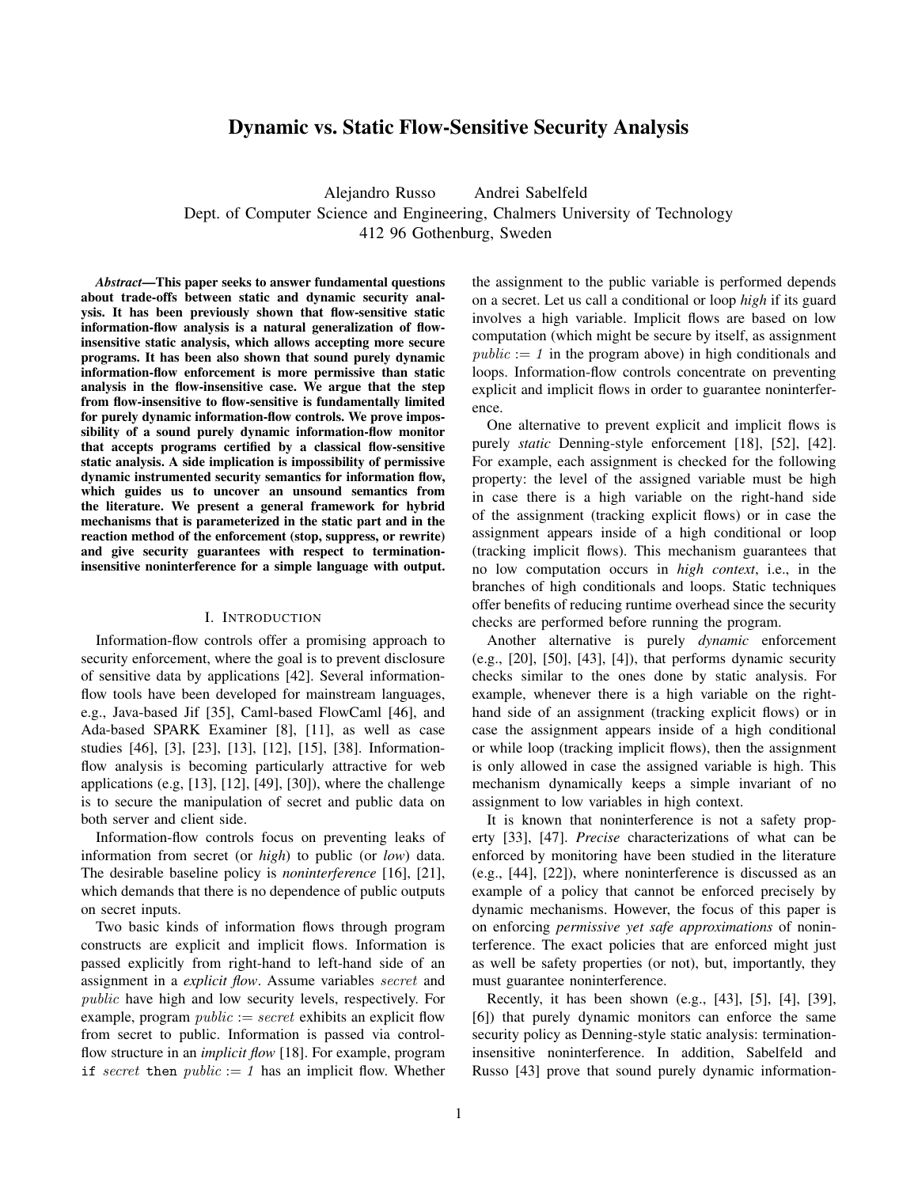# Dynamic vs. Static Flow-Sensitive Security Analysis

Alejandro Russo Andrei Sabelfeld

Dept. of Computer Science and Engineering, Chalmers University of Technology

412 96 Gothenburg, Sweden

***Abstract*—This paper seeks to answer fundamental questions about trade-offs between static and dynamic security analysis. It has been previously shown that flow-sensitive static information-flow analysis is a natural generalization of flow-insensitive static analysis, which allows accepting more secure programs. It has been also shown that sound purely dynamic information-flow enforcement is more permissive than static analysis in the flow-insensitive case. We argue that the step from flow-insensitive to flow-sensitive is fundamentally limited for purely dynamic information-flow controls. We prove impossibility of a sound purely dynamic information-flow monitor that accepts programs certified by a classical flow-sensitive static analysis. A side implication is impossibility of permissive dynamic instrumented security semantics for information flow, which guides us to uncover an unsound semantics from the literature. We present a general framework for hybrid mechanisms that is parameterized in the static part and in the reaction method of the enforcement (stop, suppress, or rewrite) and give security guarantees with respect to termination-insensitive noninterference for a simple language with output.**

## I. Introduction

Information-flow controls offer a promising approach to security enforcement, where the goal is to prevent disclosure of sensitive data by applications [42]. Several information-flow tools have been developed for mainstream languages, e.g., Java-based Jif [35], Caml-based FlowCaml [46], and Ada-based SPARK Examiner [8], [11], as well as case studies [46], [3], [23], [13], [12], [15], [38]. Information-flow analysis is becoming particularly attractive for web applications (e.g, [13], [12], [49], [30]), where the challenge is to secure the manipulation of secret and public data on both server and client side.

Information-flow controls focus on preventing leaks of information from secret (or *high*) to public (or *low*) data. The desirable baseline policy is *noninterference* [16], [21], which demands that there is no dependence of public outputs on secret inputs.

Two basic kinds of information flows through program constructs are explicit and implicit flows. Information is passed explicitly from right-hand to left-hand side of an assignment in a *explicit flow*. Assume variables $secret$ and $public$ have high and low security levels, respectively. For example, program $public := secret$ exhibits an explicit flow from secret to public. Information is passed via control-flow structure in an *implicit flow* [18]. For example, program `if` $secret$ `then` $public := 1$ has an implicit flow. Whether the assignment to the public variable is performed depends on a secret. Let us call a conditional or loop *high* if its guard involves a high variable. Implicit flows are based on low computation (which might be secure by itself, as assignment $public := 1$ in the program above) in high conditionals and loops. Information-flow controls concentrate on preventing explicit and implicit flows in order to guarantee noninterference.

One alternative to prevent explicit and implicit flows is purely *static* Denning-style enforcement [18], [52], [42]. For example, each assignment is checked for the following property: the level of the assigned variable must be high in case there is a high variable on the right-hand side of the assignment (tracking explicit flows) or in case the assignment appears inside of a high conditional or loop (tracking implicit flows). This mechanism guarantees that no low computation occurs in *high context*, i.e., in the branches of high conditionals and loops. Static techniques offer benefits of reducing runtime overhead since the security checks are performed before running the program.

Another alternative is purely *dynamic* enforcement (e.g., [20], [50], [43], [4]), that performs dynamic security checks similar to the ones done by static analysis. For example, whenever there is a high variable on the right-hand side of an assignment (tracking explicit flows) or in case the assignment appears inside of a high conditional or while loop (tracking implicit flows), then the assignment is only allowed in case the assigned variable is high. This mechanism dynamically keeps a simple invariant of no assignment to low variables in high context.

It is known that noninterference is not a safety property [33], [47]. *Precise* characterizations of what can be enforced by monitoring have been studied in the literature (e.g., [44], [22]), where noninterference is discussed as an example of a policy that cannot be enforced precisely by dynamic mechanisms. However, the focus of this paper is on enforcing *permissive yet safe approximations* of noninterference. The exact policies that are enforced might just as well be safety properties (or not), but, importantly, they must guarantee noninterference.

Recently, it has been shown (e.g., [43], [5], [4], [39], [6]) that purely dynamic monitors can enforce the same security policy as Denning-style static analysis: termination-insensitive noninterference. In addition, Sabelfeld and Russo [43] prove that sound purely dynamic information-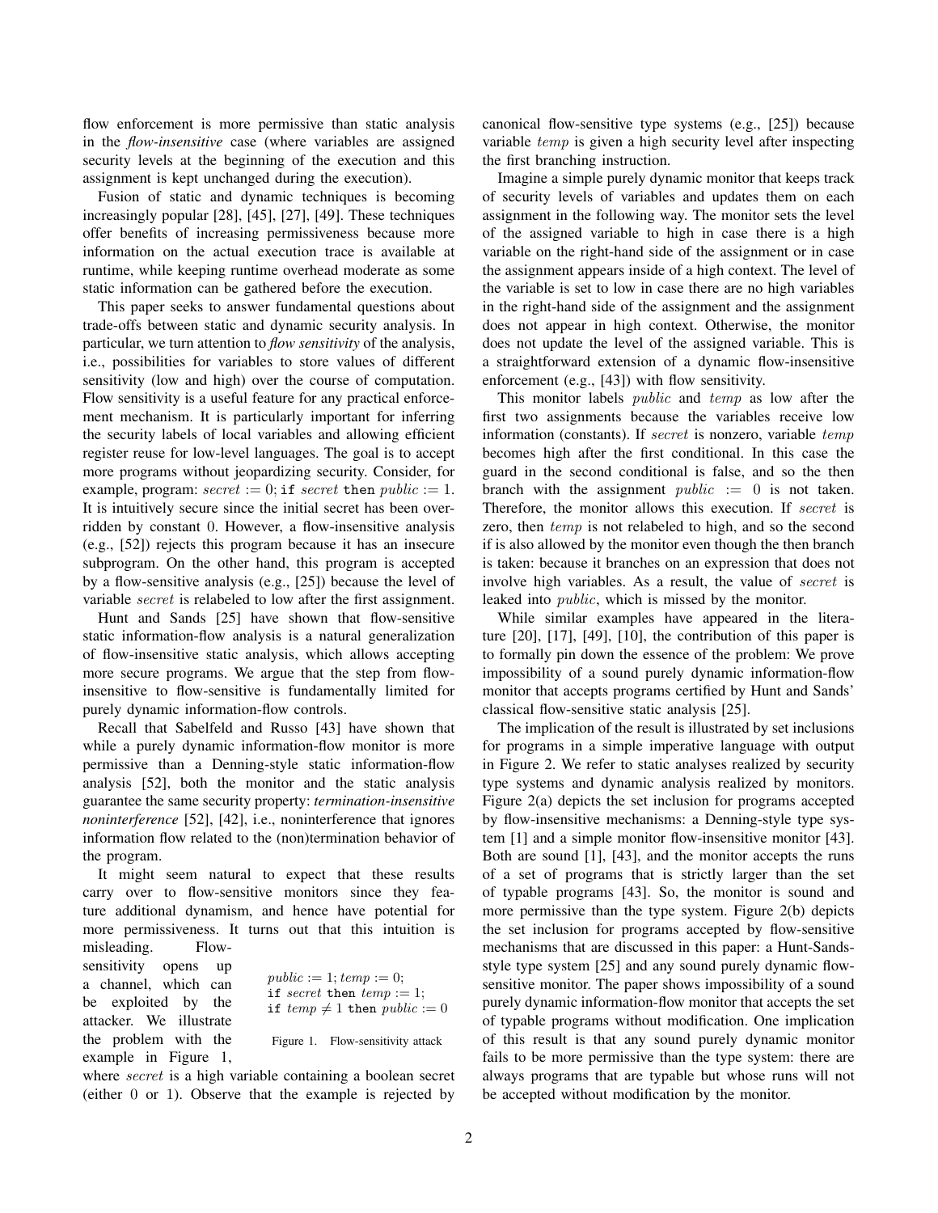flow enforcement is more permissive than static analysis in the *flow-insensitive* case (where variables are assigned security levels at the beginning of the execution and this assignment is kept unchanged during the execution).

Fusion of static and dynamic techniques is becoming increasingly popular [28], [45], [27], [49]. These techniques offer benefits of increasing permissiveness because more information on the actual execution trace is available at runtime, while keeping runtime overhead moderate as some static information can be gathered before the execution.

This paper seeks to answer fundamental questions about trade-offs between static and dynamic security analysis. In particular, we turn attention to *flow sensitivity* of the analysis, i.e., possibilities for variables to store values of different sensitivity (low and high) over the course of computation. Flow sensitivity is a useful feature for any practical enforcement mechanism. It is particularly important for inferring the security labels of local variables and allowing efficient register reuse for low-level languages. The goal is to accept more programs without jeopardizing security. Consider, for example, program: $secret := 0;$ `if` $secret$ `then` $public := 1$. It is intuitively secure since the initial secret has been overridden by constant 0. However, a flow-insensitive analysis (e.g., [52]) rejects this program because it has an insecure subprogram. On the other hand, this program is accepted by a flow-sensitive analysis (e.g., [25]) because the level of variable $secret$ is relabeled to low after the first assignment.

Hunt and Sands [25] have shown that flow-sensitive static information-flow analysis is a natural generalization of flow-insensitive static analysis, which allows accepting more secure programs. We argue that the step from flow-insensitive to flow-sensitive is fundamentally limited for purely dynamic information-flow controls.

Recall that Sabelfeld and Russo [43] have shown that while a purely dynamic information-flow monitor is more permissive than a Denning-style static information-flow analysis [52], both the monitor and the static analysis guarantee the same security property: *termination-insensitive noninterference* [52], [42], i.e., noninterference that ignores information flow related to the (non)termination behavior of the program.

It might seem natural to expect that these results carry over to flow-sensitive monitors since they feature additional dynamism, and hence have potential for more permissiveness. It turns out that this intuition is misleading. Flow-sensitivity opens up a channel, which can be exploited by the attacker. We illustrate the problem with the example in Figure 1, where $secret$ is a high variable containing a boolean secret (either 0 or 1). Observe that the example is rejected by canonical flow-sensitive type systems (e.g., [25]) because variable $temp$ is given a high security level after inspecting the first branching instruction.

$public := 1; temp := 0;$
`if` $secret$ `then` $temp := 1;$
`if` $temp \neq 1$ `then` $public := 0$

Figure 1. Flow-sensitivity attack

Imagine a simple purely dynamic monitor that keeps track of security levels of variables and updates them on each assignment in the following way. The monitor sets the level of the assigned variable to high in case there is a high variable on the right-hand side of the assignment or in case the assignment appears inside of a high context. The level of the variable is set to low in case there are no high variables in the right-hand side of the assignment and the assignment does not appear in high context. Otherwise, the monitor does not update the level of the assigned variable. This is a straightforward extension of a dynamic flow-insensitive enforcement (e.g., [43]) with flow sensitivity.

This monitor labels $public$ and $temp$ as low after the first two assignments because the variables receive low information (constants). If $secret$ is nonzero, variable $temp$ becomes high after the first conditional. In this case the guard in the second conditional is false, and so the then branch with the assignment $public := 0$ is not taken. Therefore, the monitor allows this execution. If $secret$ is zero, then $temp$ is not relabeled to high, and so the second if is also allowed by the monitor even though the then branch is taken: because it branches on an expression that does not involve high variables. As a result, the value of $secret$ is leaked into $public$, which is missed by the monitor.

While similar examples have appeared in the literature [20], [17], [49], [10], the contribution of this paper is to formally pin down the essence of the problem: We prove impossibility of a sound purely dynamic information-flow monitor that accepts programs certified by Hunt and Sands' classical flow-sensitive static analysis [25].

The implication of the result is illustrated by set inclusions for programs in a simple imperative language with output in Figure 2. We refer to static analyses realized by security type systems and dynamic analysis realized by monitors. Figure 2(a) depicts the set inclusion for programs accepted by flow-insensitive mechanisms: a Denning-style type system [1] and a simple monitor flow-insensitive monitor [43]. Both are sound [1], [43], and the monitor accepts the runs of a set of programs that is strictly larger than the set of typable programs [43]. So, the monitor is sound and more permissive than the type system. Figure 2(b) depicts the set inclusion for programs accepted by flow-sensitive mechanisms that are discussed in this paper: a Hunt-Sands-style type system [25] and any sound purely dynamic flow-sensitive monitor. The paper shows impossibility of a sound purely dynamic information-flow monitor that accepts the set of typable programs without modification. One implication of this result is that any sound purely dynamic monitor fails to be more permissive than the type system: there are always programs that are typable but whose runs will not be accepted without modification by the monitor.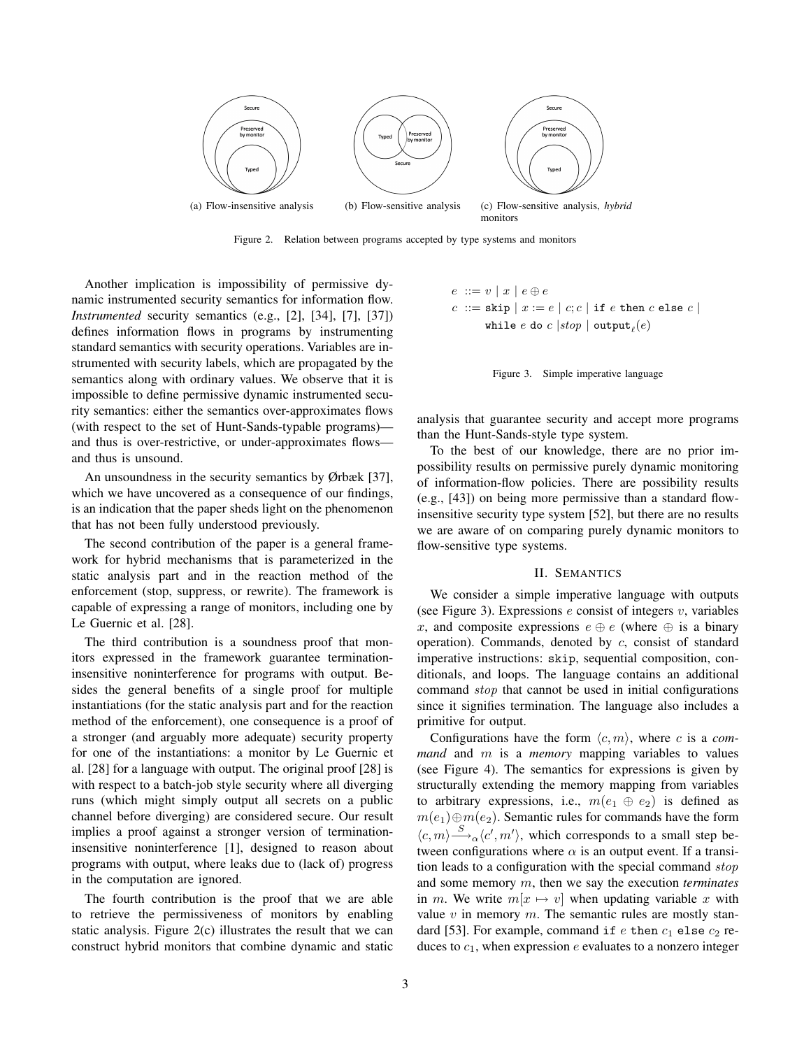(a) Flow-insensitive analysis (b) Flow-sensitive analysis (c) Flow-sensitive analysis, *hybrid* monitors

Figure 2. Relation between programs accepted by type systems and monitors

Another implication is impossibility of permissive dynamic instrumented security semantics for information flow. *Instrumented* security semantics (e.g., [2], [34], [7], [37]) defines information flows in programs by instrumenting standard semantics with security operations. Variables are instrumented with security labels, which are propagated by the semantics along with ordinary values. We observe that it is impossible to define permissive dynamic instrumented security semantics: either the semantics over-approximates flows (with respect to the set of Hunt-Sands-typable programs)—and thus is over-restrictive, or under-approximates flows—and thus is unsound.

An unsoundness in the security semantics by Ørbæk [37], which we have uncovered as a consequence of our findings, is an indication that the paper sheds light on the phenomenon that has not been fully understood previously.

The second contribution of the paper is a general framework for hybrid mechanisms that is parameterized in the static analysis part and in the reaction method of the enforcement (stop, suppress, or rewrite). The framework is capable of expressing a range of monitors, including one by Le Guernic et al. [28].

The third contribution is a soundness proof that monitors expressed in the framework guarantee termination-insensitive noninterference for programs with output. Besides the general benefits of a single proof for multiple instantiations (for the static analysis part and for the reaction method of the enforcement), one consequence is a proof of a stronger (and arguably more adequate) security property for one of the instantiations: a monitor by Le Guernic et al. [28] for a language with output. The original proof [28] is with respect to a batch-job style security where all diverging runs (which might simply output all secrets on a public channel before diverging) are considered secure. Our result implies a proof against a stronger version of termination-insensitive noninterference [1], designed to reason about programs with output, where leaks due to (lack of) progress in the computation are ignored.

The fourth contribution is the proof that we are able to retrieve the permissiveness of monitors by enabling static analysis. Figure 2(c) illustrates the result that we can construct hybrid monitors that combine dynamic and static analysis that guarantee security and accept more programs than the Hunt-Sands-style type system.

To the best of our knowledge, there are no prior impossibility results on permissive purely dynamic monitoring of information-flow policies. There are possibility results (e.g., [43]) on being more permissive than a standard flow-insensitive security type system [52], but there are no results we are aware of on comparing purely dynamic monitors to flow-sensitive type systems.

$$
\begin{aligned}
e &::= v \mid x \mid e \oplus e \\
c &::= \texttt{skip} \mid x := e \mid c; c \mid \texttt{if } e \texttt{ then } c \texttt{ else } c \mid \\
&\quad\;\; \texttt{while } e \texttt{ do } c \mid stop \mid \texttt{output}_\ell(e)
\end{aligned}
$$

Figure 3. Simple imperative language

## II. Semantics

We consider a simple imperative language with outputs (see Figure 3). Expressions $e$ consist of integers $v$, variables $x$, and composite expressions $e \oplus e$ (where $\oplus$ is a binary operation). Commands, denoted by $c$, consist of standard imperative instructions: `skip`, sequential composition, conditionals, and loops. The language contains an additional command $stop$ that cannot be used in initial configurations since it signifies termination. The language also includes a primitive for output.

Configurations have the form $\langle c, m\rangle$, where $c$ is a *command* and $m$ is a *memory* mapping variables to values (see Figure 4). The semantics for expressions is given by structurally extending the memory mapping from variables to arbitrary expressions, i.e., $m(e_1 \oplus e_2)$ is defined as $m(e_1) \oplus m(e_2)$. Semantic rules for commands have the form $\langle c, m\rangle \xrightarrow{S}_\alpha \langle c', m'\rangle$, which corresponds to a small step between configurations where $\alpha$ is an output event. If a transition leads to a configuration with the special command $stop$ and some memory $m$, then we say the execution *terminates* in $m$. We write $m[x \mapsto v]$ when updating variable $x$ with value $v$ in memory $m$. The semantic rules are mostly standard [53]. For example, command `if` $e$ `then` $c_1$ `else` $c_2$ reduces to $c_1$, when expression $e$ evaluates to a nonzero integer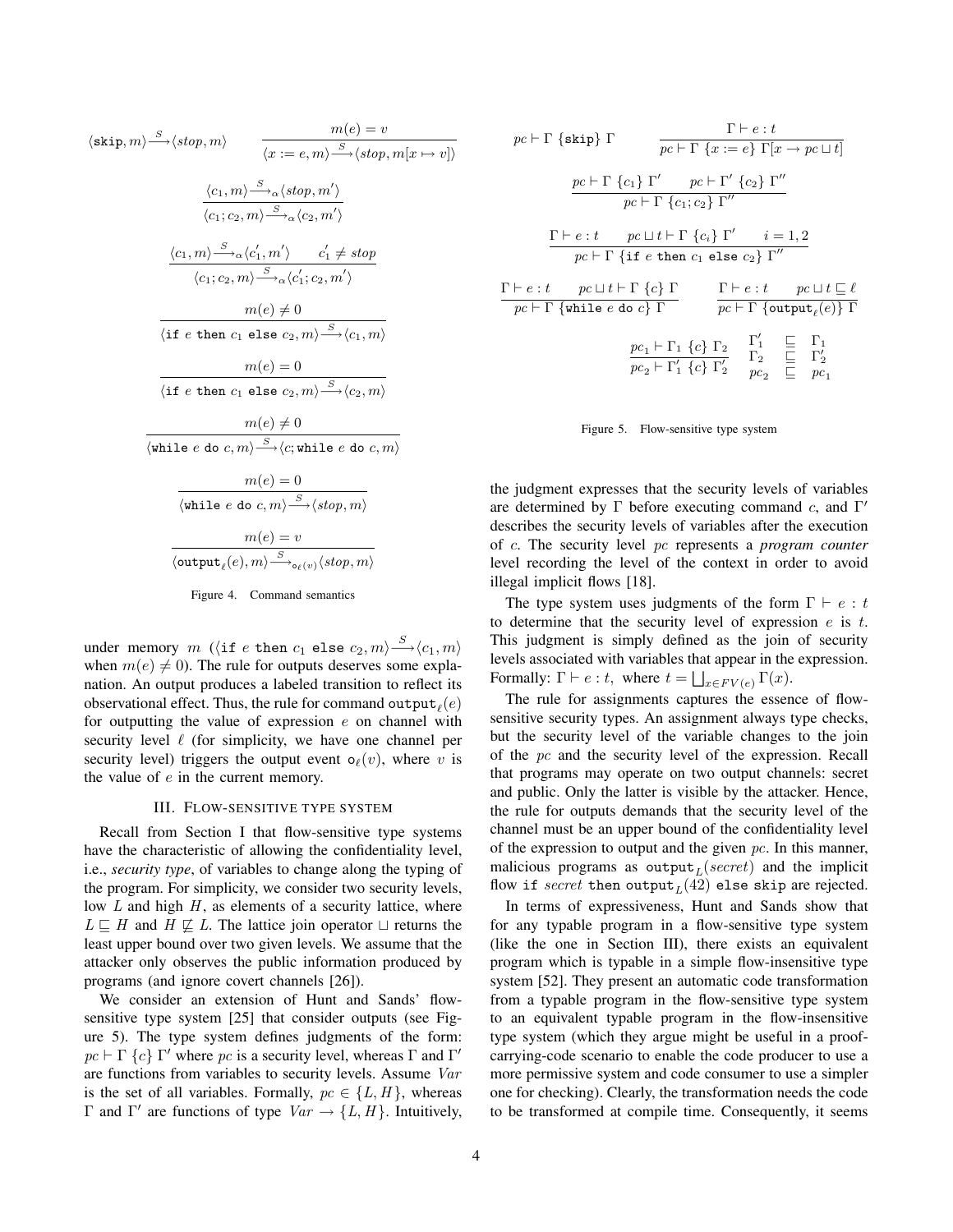$$\langle \texttt{skip}, m\rangle \xrightarrow{S} \langle stop, m\rangle \qquad \frac{m(e) = v}{\langle x := e, m\rangle \xrightarrow{S} \langle stop, m[x \mapsto v]\rangle}$$

$$\frac{\langle c_1, m\rangle \xrightarrow{S}_{\alpha} \langle stop, m'\rangle}{\langle c_1; c_2, m\rangle \xrightarrow{S}_{\alpha} \langle c_2, m'\rangle}$$

$$\frac{\langle c_1, m\rangle \xrightarrow{S}_{\alpha} \langle c_1', m'\rangle \qquad c_1' \neq stop}{\langle c_1; c_2, m\rangle \xrightarrow{S}_{\alpha} \langle c_1'; c_2, m'\rangle}$$

$$\frac{m(e) \neq 0}{\langle \texttt{if } e \texttt{ then } c_1 \texttt{ else } c_2, m\rangle \xrightarrow{S} \langle c_1, m\rangle}$$

$$\frac{m(e) = 0}{\langle \texttt{if } e \texttt{ then } c_1 \texttt{ else } c_2, m\rangle \xrightarrow{S} \langle c_2, m\rangle}$$

$$\frac{m(e) \neq 0}{\langle \texttt{while } e \texttt{ do } c, m\rangle \xrightarrow{S} \langle c; \texttt{while } e \texttt{ do } c, m\rangle}$$

$$\frac{m(e) = 0}{\langle \texttt{while } e \texttt{ do } c, m\rangle \xrightarrow{S} \langle stop, m\rangle}$$

$$\frac{m(e) = v}{\langle \texttt{output}_{\ell}(e), m\rangle \xrightarrow{S}_{\texttt{o}_{\ell}(v)} \langle stop, m\rangle}$$

Figure 4. Command semantics

under memory $m$ ($\langle \texttt{if } e \texttt{ then } c_1 \texttt{ else } c_2, m\rangle \xrightarrow{S} \langle c_1, m\rangle$ when $m(e) \neq 0$). The rule for outputs deserves some explanation. An output produces a labeled transition to reflect its observational effect. Thus, the rule for command $\texttt{output}_{\ell}(e)$ for outputting the value of expression $e$ on channel with security level $\ell$ (for simplicity, we have one channel per security level) triggers the output event $\texttt{o}_{\ell}(v)$, where $v$ is the value of $e$ in the current memory.

## III. Flow-sensitive type system

Recall from Section I that flow-sensitive type systems have the characteristic of allowing the confidentiality level, i.e., *security type*, of variables to change along the typing of the program. For simplicity, we consider two security levels, low $L$ and high $H$, as elements of a security lattice, where $L \sqsubseteq H$ and $H \not\sqsubseteq L$. The lattice join operator $\sqcup$ returns the least upper bound over two given levels. We assume that the attacker only observes the public information produced by programs (and ignore covert channels [26]).

We consider an extension of Hunt and Sands' flow-sensitive type system [25] that consider outputs (see Figure 5). The type system defines judgments of the form: $pc \vdash \Gamma \ \{c\} \ \Gamma'$ where $pc$ is a security level, whereas $\Gamma$ and $\Gamma'$ are functions from variables to security levels. Assume $Var$ is the set of all variables. Formally, $pc \in \{L, H\}$, whereas $\Gamma$ and $\Gamma'$ are functions of type $Var \rightarrow \{L, H\}$. Intuitively,

$$pc \vdash \Gamma \ \{\texttt{skip}\} \ \Gamma \qquad \frac{\Gamma \vdash e : t}{pc \vdash \Gamma \ \{x := e\} \ \Gamma[x \rightarrow pc \sqcup t]}$$

$$\frac{pc \vdash \Gamma \ \{c_1\} \ \Gamma' \qquad pc \vdash \Gamma' \ \{c_2\} \ \Gamma''}{pc \vdash \Gamma \ \{c_1; c_2\} \ \Gamma''}$$

$$\frac{\Gamma \vdash e : t \qquad pc \sqcup t \vdash \Gamma \ \{c_i\} \ \Gamma' \qquad i = 1, 2}{pc \vdash \Gamma \ \{\texttt{if } e \texttt{ then } c_1 \texttt{ else } c_2\} \ \Gamma''}$$

$$\frac{\Gamma \vdash e : t \qquad pc \sqcup t \vdash \Gamma \ \{c\} \ \Gamma}{pc \vdash \Gamma \ \{\texttt{while } e \texttt{ do } c\} \ \Gamma} \qquad \frac{\Gamma \vdash e : t \qquad pc \sqcup t \sqsubseteq \ell}{pc \vdash \Gamma \ \{\texttt{output}_{\ell}(e)\} \ \Gamma}$$

$$\frac{pc_1 \vdash \Gamma_1 \ \{c\} \ \Gamma_2}{pc_2 \vdash \Gamma_1' \ \{c\} \ \Gamma_2'} \quad \begin{array}{ccc} \Gamma_1' & \sqsubseteq & \Gamma_1 \\ \Gamma_2 & \sqsubseteq & \Gamma_2' \\ pc_2 & \sqsubseteq & pc_1 \end{array}$$

Figure 5. Flow-sensitive type system

the judgment expresses that the security levels of variables are determined by $\Gamma$ before executing command $c$, and $\Gamma'$ describes the security levels of variables after the execution of $c$. The security level $pc$ represents a *program counter* level recording the level of the context in order to avoid illegal implicit flows [18].

The type system uses judgments of the form $\Gamma \vdash e : t$ to determine that the security level of expression $e$ is $t$. This judgment is simply defined as the join of security levels associated with variables that appear in the expression. Formally: $\Gamma \vdash e : t$, where $t = \bigsqcup_{x \in FV(e)} \Gamma(x)$.

The rule for assignments captures the essence of flow-sensitive security types. An assignment always type checks, but the security level of the variable changes to the join of the $pc$ and the security level of the expression. Recall that programs may operate on two output channels: secret and public. Only the latter is visible by the attacker. Hence, the rule for outputs demands that the security level of the channel must be an upper bound of the confidentiality level of the expression to output and the given $pc$. In this manner, malicious programs as $\texttt{output}_L(secret)$ and the implicit flow $\texttt{if } secret \texttt{ then output}_L(42) \texttt{ else skip}$ are rejected.

In terms of expressiveness, Hunt and Sands show that for any typable program in a flow-sensitive type system (like the one in Section III), there exists an equivalent program which is typable in a simple flow-insensitive type system [52]. They present an automatic code transformation from a typable program in the flow-sensitive type system to an equivalent typable program in the flow-insensitive type system (which they argue might be useful in a proof-carrying-code scenario to enable the code producer to use a more permissive system and code consumer to use a simpler one for checking). Clearly, the transformation needs the code to be transformed at compile time. Consequently, it seems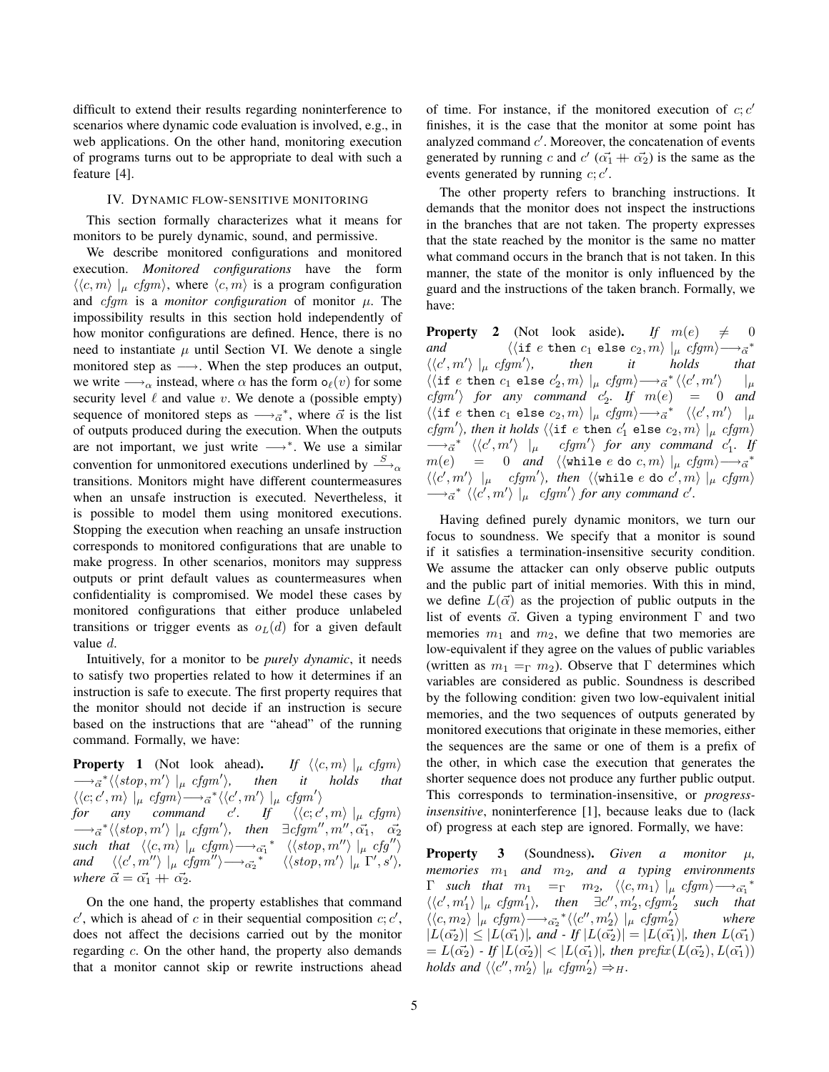difficult to extend their results regarding noninterference to scenarios where dynamic code evaluation is involved, e.g., in web applications. On the other hand, monitoring execution of programs turns out to be appropriate to deal with such a feature [4].

## IV. Dynamic flow-sensitive monitoring

This section formally characterizes what it means for monitors to be purely dynamic, sound, and permissive.

We describe monitored configurations and monitored execution. ***Monitored configurations*** have the form $\langle\langle c, m\rangle \mid_\mu \mathit{cfgm}\rangle$, where $\langle c, m\rangle$ is a program configuration and $\mathit{cfgm}$ is a *monitor configuration* of monitor $\mu$. The impossibility results in this section hold independently of how monitor configurations are defined. Hence, there is no need to instantiate $\mu$ until Section VI. We denote a single monitored step as $\longrightarrow$. When the step produces an output, we write $\longrightarrow_\alpha$ instead, where $\alpha$ has the form $\mathsf{o}_\ell(v)$ for some security level $\ell$ and value $v$. We denote a (possible empty) sequence of monitored steps as $\longrightarrow_{\vec{\alpha}}{}^*$, where $\vec{\alpha}$ is the list of outputs produced during the execution. When the outputs are not important, we just write $\longrightarrow^*$. We use a similar convention for unmonitored executions underlined by $\xrightarrow{S}_\alpha$ transitions. Monitors might have different countermeasures when an unsafe instruction is executed. Nevertheless, it is possible to model them using monitored executions. Stopping the execution when reaching an unsafe instruction corresponds to monitored configurations that are unable to make progress. In other scenarios, monitors may suppress outputs or print default values as countermeasures when confidentiality is compromised. We model these cases by monitored configurations that either produce unlabeled transitions or trigger events as $o_L(d)$ for a given default value $d$.

Intuitively, for a monitor to be *purely dynamic*, it needs to satisfy two properties related to how it determines if an instruction is safe to execute. The first property requires that the monitor should not decide if an instruction is secure based on the instructions that are "ahead" of the running command. Formally, we have:

**Property 1** (Not look ahead). *If $\langle\langle c, m\rangle \mid_\mu \mathit{cfgm}\rangle \longrightarrow_{\vec{\alpha}}{}^* \langle\langle \mathit{stop}, m'\rangle \mid_\mu \mathit{cfgm}'\rangle$, then it holds that $\langle\langle c; c', m\rangle \mid_\mu \mathit{cfgm}\rangle \longrightarrow_{\vec{\alpha}}{}^* \langle\langle c', m'\rangle \mid_\mu \mathit{cfgm}'\rangle$ for any command $c'$. If $\langle\langle c; c', m\rangle \mid_\mu \mathit{cfgm}\rangle \longrightarrow_{\vec{\alpha}}{}^* \langle\langle \mathit{stop}, m'\rangle \mid_\mu \mathit{cfgm}'\rangle$, then $\exists \mathit{cfgm}'', m'', \vec{\alpha_1}, \vec{\alpha_2}$ such that $\langle\langle c, m\rangle \mid_\mu \mathit{cfgm}\rangle \longrightarrow_{\vec{\alpha_1}}{}^* \langle\langle \mathit{stop}, m''\rangle \mid_\mu \mathit{cfg}''\rangle$ and $\langle\langle c', m''\rangle \mid_\mu \mathit{cfgm}''\rangle \longrightarrow_{\vec{\alpha_2}}{}^* \langle\langle \mathit{stop}, m'\rangle \mid_\mu \Gamma', s'\rangle$, where $\vec{\alpha} = \vec{\alpha_1} +\!\!+\, \vec{\alpha_2}$.*

On the one hand, the property establishes that command $c'$, which is ahead of $c$ in their sequential composition $c; c'$, does not affect the decisions carried out by the monitor regarding $c$. On the other hand, the property also demands that a monitor cannot skip or rewrite instructions ahead of time. For instance, if the monitored execution of $c; c'$ finishes, it is the case that the monitor at some point has analyzed command $c'$. Moreover, the concatenation of events generated by running $c$ and $c'$ ($\vec{\alpha_1} +\!\!+\, \vec{\alpha_2}$) is the same as the events generated by running $c; c'$.

The other property refers to branching instructions. It demands that the monitor does not inspect the instructions in the branches that are not taken. The property expresses that the state reached by the monitor is the same no matter what command occurs in the branch that is not taken. In this manner, the state of the monitor is only influenced by the guard and the instructions of the taken branch. Formally, we have:

**Property 2** (Not look aside). *If $m(e) \neq 0$ and $\langle\langle \texttt{if } e \texttt{ then } c_1 \texttt{ else } c_2, m\rangle \mid_\mu \mathit{cfgm}\rangle \longrightarrow_{\vec{\alpha}}{}^* \langle\langle c', m'\rangle \mid_\mu \mathit{cfgm}'\rangle$, then it holds that $\langle\langle \texttt{if } e \texttt{ then } c_1 \texttt{ else } c_2', m\rangle \mid_\mu \mathit{cfgm}\rangle \longrightarrow_{\vec{\alpha}}{}^* \langle\langle c', m'\rangle \mid_\mu \mathit{cfgm}'\rangle$ for any command $c_2'$. If $m(e) = 0$ and $\langle\langle \texttt{if } e \texttt{ then } c_1 \texttt{ else } c_2, m\rangle \mid_\mu \mathit{cfgm}\rangle \longrightarrow_{\vec{\alpha}}{}^* \langle\langle c', m'\rangle \mid_\mu \mathit{cfgm}'\rangle$, then it holds $\langle\langle \texttt{if } e \texttt{ then } c_1' \texttt{ else } c_2, m\rangle \mid_\mu \mathit{cfgm}\rangle \longrightarrow_{\vec{\alpha}}{}^* \langle\langle c', m'\rangle \mid_\mu \mathit{cfgm}'\rangle$ for any command $c_1'$. If $m(e) = 0$ and $\langle\langle \texttt{while } e \texttt{ do } c, m\rangle \mid_\mu \mathit{cfgm}\rangle \longrightarrow_{\vec{\alpha}}{}^* \langle\langle c', m'\rangle \mid_\mu \mathit{cfgm}'\rangle$, then $\langle\langle \texttt{while } e \texttt{ do } c', m\rangle \mid_\mu \mathit{cfgm}\rangle \longrightarrow_{\vec{\alpha}}{}^* \langle\langle c', m'\rangle \mid_\mu \mathit{cfgm}'\rangle$ for any command $c'$.*

Having defined purely dynamic monitors, we turn our focus to soundness. We specify that a monitor is sound if it satisfies a termination-insensitive security condition. We assume the attacker can only observe public outputs and the public part of initial memories. With this in mind, we define $L(\vec{\alpha})$ as the projection of public outputs in the list of events $\vec{\alpha}$. Given a typing environment $\Gamma$ and two memories $m_1$ and $m_2$, we define that two memories are low-equivalent if they agree on the values of public variables (written as $m_1 =_\Gamma m_2$). Observe that $\Gamma$ determines which variables are considered as public. Soundness is described by the following condition: given two low-equivalent initial memories, and the two sequences of outputs generated by monitored executions that originate in these memories, either the sequences are the same or one of them is a prefix of the other, in which case the execution that generates the shorter sequence does not produce any further public output. This corresponds to termination-insensitive, or *progress-insensitive*, noninterference [1], because leaks due to (lack of) progress at each step are ignored. Formally, we have:

**Property 3** (Soundness). *Given a monitor $\mu$, memories $m_1$ and $m_2$, and a typing environments $\Gamma$ such that $m_1 =_\Gamma m_2$, $\langle\langle c, m_1\rangle \mid_\mu \mathit{cfgm}\rangle \longrightarrow_{\vec{\alpha_1}}{}^* \langle\langle c', m_1'\rangle \mid_\mu \mathit{cfgm}_1'\rangle$, then $\exists c'', m_2', \mathit{cfgm}_2'$ such that $\langle\langle c, m_2\rangle \mid_\mu \mathit{cfgm}\rangle \longrightarrow_{\vec{\alpha_2}}{}^* \langle\langle c'', m_2'\rangle \mid_\mu \mathit{cfgm}_2'\rangle$ where $|L(\vec{\alpha_2})| \leq |L(\vec{\alpha_1})|$, and - If $|L(\vec{\alpha_2})| = |L(\vec{\alpha_1})|$, then $L(\vec{\alpha_1}) = L(\vec{\alpha_2})$ - If $|L(\vec{\alpha_2})| < |L(\vec{\alpha_1})|$, then $\mathit{prefix}(L(\vec{\alpha_2}), L(\vec{\alpha_1}))$ holds and $\langle\langle c'', m_2'\rangle \mid_\mu \mathit{cfgm}_2'\rangle \Rightarrow_H$.*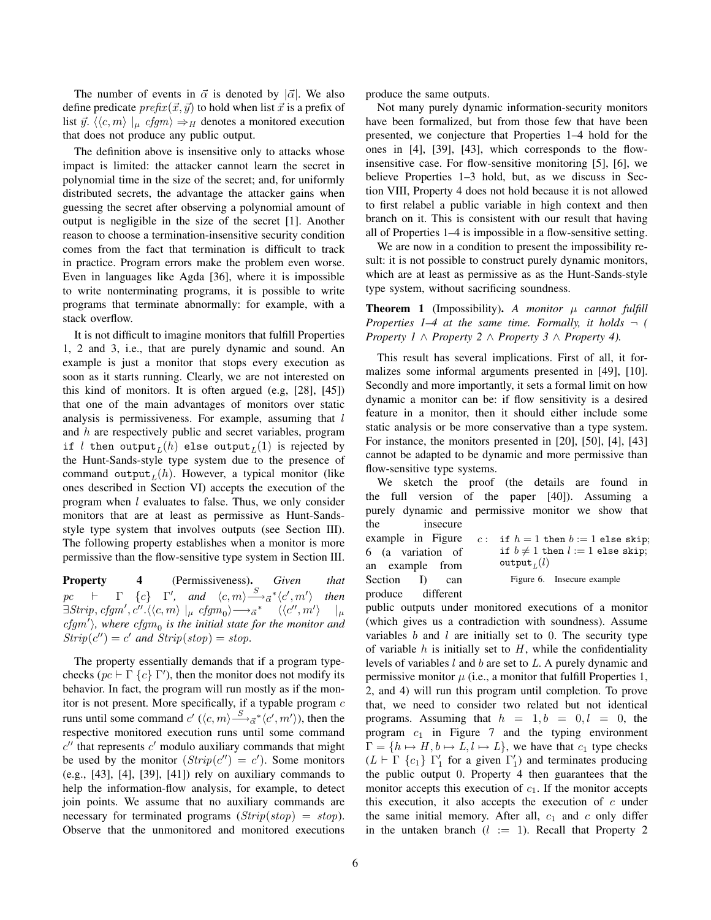The number of events in $\vec{\alpha}$ is denoted by $|\vec{\alpha}|$. We also define predicate $\mathit{prefix}(\vec{x}, \vec{y})$ to hold when list $\vec{x}$ is a prefix of list $\vec{y}$. $\langle\langle c, m\rangle \mid_\mu \mathit{cfgm}\rangle \Rightarrow_H$ denotes a monitored execution that does not produce any public output.

The definition above is insensitive only to attacks whose impact is limited: the attacker cannot learn the secret in polynomial time in the size of the secret; and, for uniformly distributed secrets, the advantage the attacker gains when guessing the secret after observing a polynomial amount of output is negligible in the size of the secret [1]. Another reason to choose a termination-insensitive security condition comes from the fact that termination is difficult to track in practice. Program errors make the problem even worse. Even in languages like Agda [36], where it is impossible to write nonterminating programs, it is possible to write programs that terminate abnormally: for example, with a stack overflow.

It is not difficult to imagine monitors that fulfill Properties 1, 2 and 3, i.e., that are purely dynamic and sound. An example is just a monitor that stops every execution as soon as it starts running. Clearly, we are not interested on this kind of monitors. It is often argued (e.g, [28], [45]) that one of the main advantages of monitors over static analysis is permissiveness. For example, assuming that $l$ and $h$ are respectively public and secret variables, program `if` $l$ `then output`$_L(h)$ `else output`$_L(1)$ is rejected by the Hunt-Sands-style type system due to the presence of command `output`$_L(h)$. However, a typical monitor (like ones described in Section VI) accepts the execution of the program when $l$ evaluates to false. Thus, we only consider monitors that are at least as permissive as Hunt-Sands-style type system that involves outputs (see Section III). The following property establishes when a monitor is more permissive than the flow-sensitive type system in Section III.

**Property 4** (Permissiveness). *Given that* $pc \vdash \Gamma \{c\} \Gamma'$*, and* $\langle c, m\rangle \xrightarrow{S}_{\vec{\alpha}}{}^{*} \langle c', m'\rangle$ *then* $\exists \mathit{Strip}, \mathit{cfgm}', c''. \langle\langle c, m\rangle \mid_\mu \mathit{cfgm}_0\rangle \longrightarrow_{\vec{\alpha}}{}^{*} \langle\langle c'', m'\rangle \mid_\mu \mathit{cfgm}'\rangle$*, where* $\mathit{cfgm}_0$ *is the initial state for the monitor and* $\mathit{Strip}(c'') = c'$ *and* $\mathit{Strip}(\mathit{stop}) = \mathit{stop}$.

The property essentially demands that if a program type-checks ($pc \vdash \Gamma \{c\} \Gamma'$), then the monitor does not modify its behavior. In fact, the program will run mostly as if the monitor is not present. More specifically, if a typable program $c$ runs until some command $c'$ ($\langle c, m\rangle \xrightarrow{S}_{\vec{\alpha}}{}^{*} \langle c', m'\rangle$), then the respective monitored execution runs until some command $c''$ that represents $c'$ modulo auxiliary commands that might be used by the monitor ($\mathit{Strip}(c'') = c'$). Some monitors (e.g., [43], [4], [39], [41]) rely on auxiliary commands to help the information-flow analysis, for example, to detect join points. We assume that no auxiliary commands are necessary for terminated programs ($\mathit{Strip}(\mathit{stop}) = \mathit{stop}$). Observe that the unmonitored and monitored executions produce the same outputs.

Not many purely dynamic information-security monitors have been formalized, but from those few that have been presented, we conjecture that Properties 1–4 hold for the ones in [4], [39], [43], which corresponds to the flow-insensitive case. For flow-sensitive monitoring [5], [6], we believe Properties 1–3 hold, but, as we discuss in Section VIII, Property 4 does not hold because it is not allowed to first relabel a public variable in high context and then branch on it. This is consistent with our result that having all of Properties 1–4 is impossible in a flow-sensitive setting.

We are now in a condition to present the impossibility result: it is not possible to construct purely dynamic monitors, which are at least as permissive as as the Hunt-Sands-style type system, without sacrificing soundness.

**Theorem 1** (Impossibility). *A monitor $\mu$ cannot fulfill Properties 1–4 at the same time. Formally, it holds $\neg$ ( Property 1 $\wedge$ Property 2 $\wedge$ Property 3 $\wedge$ Property 4).*

This result has several implications. First of all, it formalizes some informal arguments presented in [49], [10]. Secondly and more importantly, it sets a formal limit on how dynamic a monitor can be: if flow sensitivity is a desired feature in a monitor, then it should either include some static analysis or be more conservative than a type system. For instance, the monitors presented in [20], [50], [4], [43] cannot be adapted to be dynamic and more permissive than flow-sensitive type systems.

We sketch the proof (the details are found in the full version of the paper [40]). Assuming a purely dynamic and permissive monitor we show that the insecure example in Figure 6 (a variation of an example from Section I) can produce different public outputs under monitored executions of a monitor (which gives us a contradiction with soundness). Assume variables $b$ and $l$ are initially set to 0. The security type of variable $h$ is initially set to $H$, while the confidentiality levels of variables $l$ and $b$ are set to $L$. A purely dynamic and permissive monitor $\mu$ (i.e., a monitor that fulfill Properties 1, 2, and 4) will run this program until completion. To prove that, we need to consider two related but not identical programs. Assuming that $h = 1, b = 0, l = 0$, the program $c_1$ in Figure 7 and the typing environment $\Gamma = \{h \mapsto H, b \mapsto L, l \mapsto L\}$, we have that $c_1$ type checks ($L \vdash \Gamma \{c_1\} \Gamma_1'$ for a given $\Gamma_1'$) and terminates producing the public output 0. Property 4 then guarantees that the monitor accepts this execution of $c_1$. If the monitor accepts this execution, it also accepts the execution of $c$ under the same initial memory. After all, $c_1$ and $c$ only differ in the untaken branch ($l := 1$). Recall that Property 2

```
c : if h = 1 then b := 1 else skip;
    if b ≠ 1 then l := 1 else skip;
    output_L(l)
```

Figure 6. Insecure example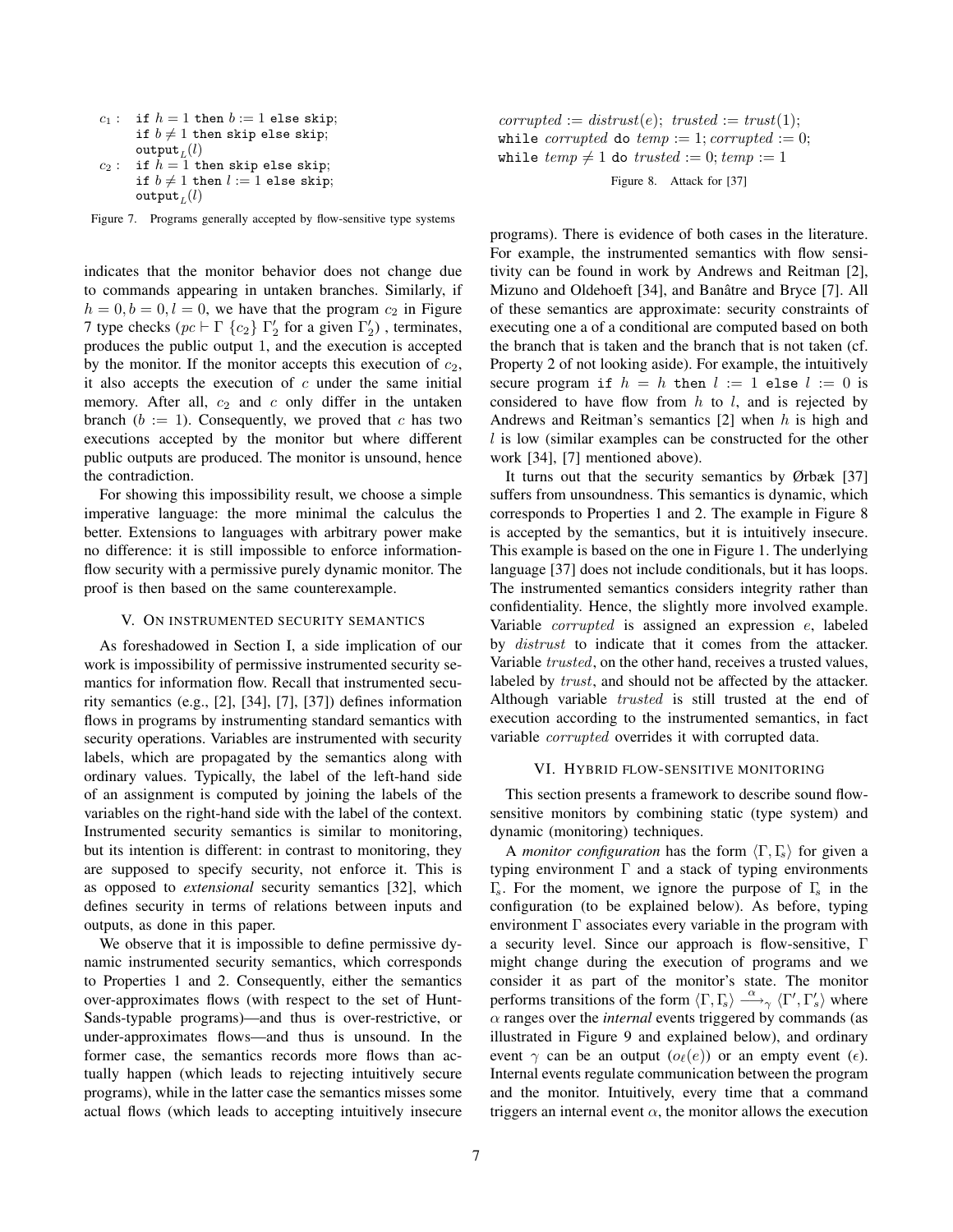```
c1 :  if h = 1 then b := 1 else skip;
      if b ≠ 1 then skip else skip;
      output_L(l)
c2 :  if h = 1 then skip else skip;
      if b ≠ 1 then l := 1 else skip;
      output_L(l)
```

Figure 7. Programs generally accepted by flow-sensitive type systems

indicates that the monitor behavior does not change due to commands appearing in untaken branches. Similarly, if $h = 0, b = 0, l = 0$, we have that the program $c_2$ in Figure 7 type checks ($pc \vdash \Gamma\ \{c_2\}\ \Gamma'_2$ for a given $\Gamma'_2$) , terminates, produces the public output 1, and the execution is accepted by the monitor. If the monitor accepts this execution of $c_2$, it also accepts the execution of $c$ under the same initial memory. After all, $c_2$ and $c$ only differ in the untaken branch ($b := 1$). Consequently, we proved that $c$ has two executions accepted by the monitor but where different public outputs are produced. The monitor is unsound, hence the contradiction.

For showing this impossibility result, we choose a simple imperative language: the more minimal the calculus the better. Extensions to languages with arbitrary power make no difference: it is still impossible to enforce information-flow security with a permissive purely dynamic monitor. The proof is then based on the same counterexample.

## V. On instrumented security semantics

As foreshadowed in Section I, a side implication of our work is impossibility of permissive instrumented security semantics for information flow. Recall that instrumented security semantics (e.g., [2], [34], [7], [37]) defines information flows in programs by instrumenting standard semantics with security operations. Variables are instrumented with security labels, which are propagated by the semantics along with ordinary values. Typically, the label of the left-hand side of an assignment is computed by joining the labels of the variables on the right-hand side with the label of the context. Instrumented security semantics is similar to monitoring, but its intention is different: in contrast to monitoring, they are supposed to specify security, not enforce it. This is as opposed to *extensional* security semantics [32], which defines security in terms of relations between inputs and outputs, as done in this paper.

We observe that it is impossible to define permissive dynamic instrumented security semantics, which corresponds to Properties 1 and 2. Consequently, either the semantics over-approximates flows (with respect to the set of Hunt-Sands-typable programs)—and thus is over-restrictive, or under-approximates flows—and thus is unsound. In the former case, the semantics records more flows than actually happen (which leads to rejecting intuitively secure programs), while in the latter case the semantics misses some actual flows (which leads to accepting intuitively insecure programs). There is evidence of both cases in the literature. For example, the instrumented semantics with flow sensitivity can be found in work by Andrews and Reitman [2], Mizuno and Oldehoeft [34], and Banâtre and Bryce [7]. All of these semantics are approximate: security constraints of executing one a of a conditional are computed based on both the branch that is taken and the branch that is not taken (cf. Property 2 of not looking aside). For example, the intuitively secure program `if` $h = h$ `then` $l := 1$ `else` $l := 0$ is considered to have flow from $h$ to $l$, and is rejected by Andrews and Reitman's semantics [2] when $h$ is high and $l$ is low (similar examples can be constructed for the other work [34], [7] mentioned above).

```
corrupted := distrust(e); trusted := trust(1);
while corrupted do temp := 1; corrupted := 0;
while temp ≠ 1 do trusted := 0; temp := 1
```

Figure 8. Attack for [37]

It turns out that the security semantics by Ørbæk [37] suffers from unsoundness. This semantics is dynamic, which corresponds to Properties 1 and 2. The example in Figure 8 is accepted by the semantics, but it is intuitively insecure. This example is based on the one in Figure 1. The underlying language [37] does not include conditionals, but it has loops. The instrumented semantics considers integrity rather than confidentiality. Hence, the slightly more involved example. Variable *corrupted* is assigned an expression $e$, labeled by *distrust* to indicate that it comes from the attacker. Variable *trusted*, on the other hand, receives a trusted values, labeled by *trust*, and should not be affected by the attacker. Although variable *trusted* is still trusted at the end of execution according to the instrumented semantics, in fact variable *corrupted* overrides it with corrupted data.

## VI. Hybrid flow-sensitive monitoring

This section presents a framework to describe sound flow-sensitive monitors by combining static (type system) and dynamic (monitoring) techniques.

A *monitor configuration* has the form $\langle \Gamma, \Gamma_s \rangle$ for given a typing environment $\Gamma$ and a stack of typing environments $\Gamma_s$. For the moment, we ignore the purpose of $\Gamma_s$ in the configuration (to be explained below). As before, typing environment $\Gamma$ associates every variable in the program with a security level. Since our approach is flow-sensitive, $\Gamma$ might change during the execution of programs and we consider it as part of the monitor's state. The monitor performs transitions of the form $\langle \Gamma, \Gamma_s \rangle \xrightarrow{\alpha}_{\gamma} \langle \Gamma', \Gamma'_s \rangle$ where $\alpha$ ranges over the *internal* events triggered by commands (as illustrated in Figure 9 and explained below), and ordinary event $\gamma$ can be an output ($o_\ell(e)$) or an empty event ($\epsilon$). Internal events regulate communication between the program and the monitor. Intuitively, every time that a command triggers an internal event $\alpha$, the monitor allows the execution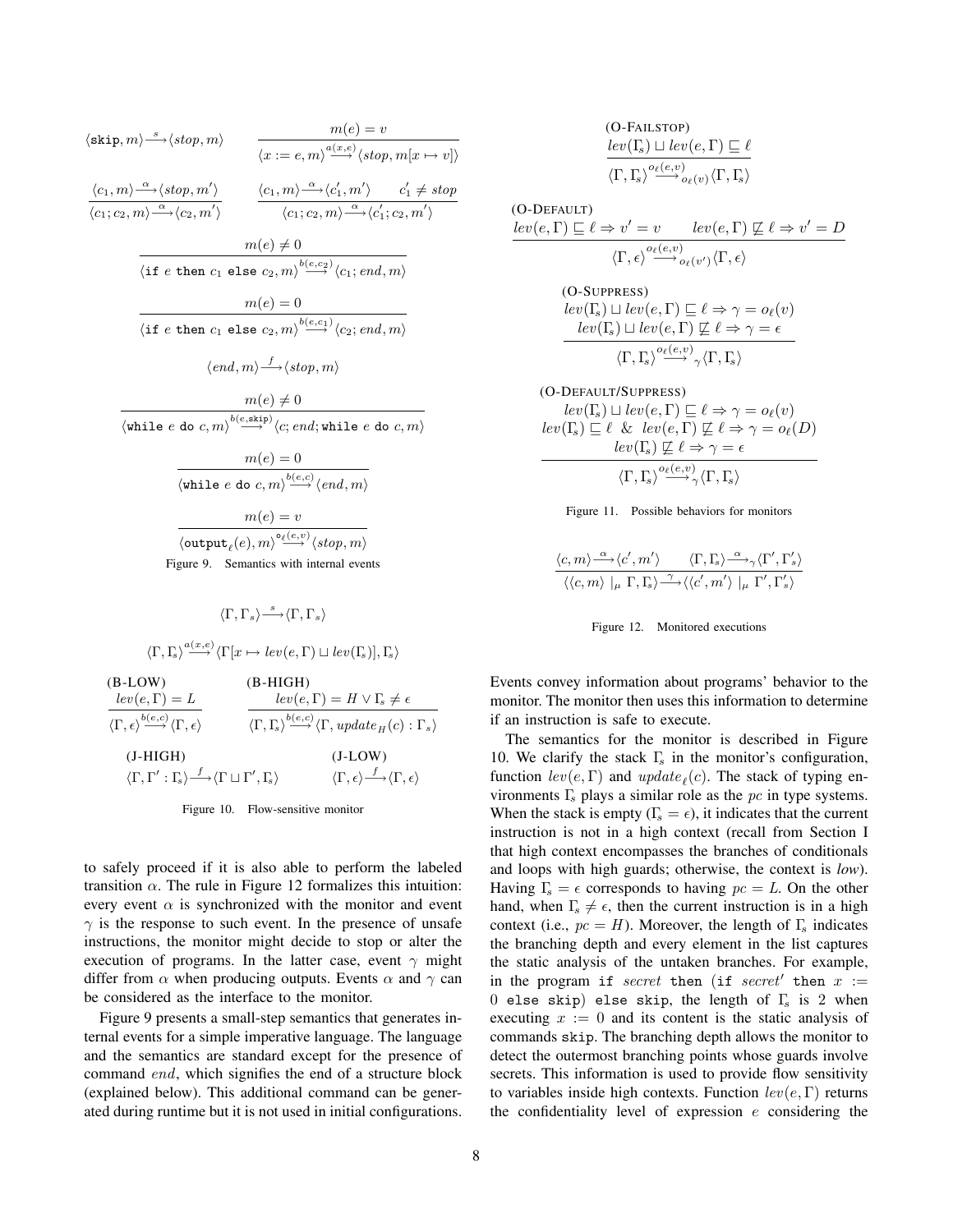$$\langle \texttt{skip}, m\rangle \xrightarrow{s} \langle stop, m\rangle \qquad \frac{m(e) = v}{\langle x := e, m\rangle \xrightarrow{a(x,e)} \langle stop, m[x \mapsto v]\rangle}$$

$$\frac{\langle c_1, m\rangle \xrightarrow{\alpha} \langle stop, m'\rangle}{\langle c_1; c_2, m\rangle \xrightarrow{\alpha} \langle c_2, m'\rangle} \qquad \frac{\langle c_1, m\rangle \xrightarrow{\alpha} \langle c_1', m'\rangle \quad c_1' \neq stop}{\langle c_1; c_2, m\rangle \xrightarrow{\alpha} \langle c_1'; c_2, m'\rangle}$$

$$\frac{m(e) \neq 0}{\langle \texttt{if}\ e\ \texttt{then}\ c_1\ \texttt{else}\ c_2, m\rangle \xrightarrow{b(e,c_2)} \langle c_1; end, m\rangle}$$

$$\frac{m(e) = 0}{\langle \texttt{if}\ e\ \texttt{then}\ c_1\ \texttt{else}\ c_2, m\rangle \xrightarrow{b(e,c_1)} \langle c_2; end, m\rangle}$$

$$\langle end, m\rangle \xrightarrow{f} \langle stop, m\rangle$$

$$\frac{m(e) \neq 0}{\langle \texttt{while}\ e\ \texttt{do}\ c, m\rangle \xrightarrow{b(e,\texttt{skip})} \langle c; end; \texttt{while}\ e\ \texttt{do}\ c, m\rangle}$$

$$\frac{m(e) = 0}{\langle \texttt{while}\ e\ \texttt{do}\ c, m\rangle \xrightarrow{b(e,c)} \langle end, m\rangle}$$

$$\frac{m(e) = v}{\langle \texttt{output}_\ell(e), m\rangle \xrightarrow{o_\ell(e,v)} \langle stop, m\rangle}$$

Figure 9. Semantics with internal events

$$\langle \Gamma, \Gamma_s\rangle \xrightarrow{s} \langle \Gamma, \Gamma_s\rangle$$

$$\langle \Gamma, \Gamma_s\rangle \xrightarrow{a(x,e)} \langle \Gamma[x \mapsto lev(e,\Gamma) \sqcup lev(\Gamma_s)], \Gamma_s\rangle$$

(B-LOW)
$$\frac{lev(e,\Gamma) = L}{\langle \Gamma, \epsilon\rangle \xrightarrow{b(e,c)} \langle \Gamma, \epsilon\rangle}$$

(B-HIGH)
$$\frac{lev(e,\Gamma) = H \vee \Gamma_s \neq \epsilon}{\langle \Gamma, \Gamma_s\rangle \xrightarrow{b(e,c)} \langle \Gamma, update_H(c) : \Gamma_s\rangle}$$

(J-HIGH)
$$\langle \Gamma, \Gamma' : \Gamma_s\rangle \xrightarrow{f} \langle \Gamma \sqcup \Gamma', \Gamma_s\rangle$$

(J-LOW)
$$\langle \Gamma, \epsilon\rangle \xrightarrow{f} \langle \Gamma, \epsilon\rangle$$

Figure 10. Flow-sensitive monitor

to safely proceed if it is also able to perform the labeled transition $\alpha$. The rule in Figure 12 formalizes this intuition: every event $\alpha$ is synchronized with the monitor and event $\gamma$ is the response to such event. In the presence of unsafe instructions, the monitor might decide to stop or alter the execution of programs. In the latter case, event $\gamma$ might differ from $\alpha$ when producing outputs. Events $\alpha$ and $\gamma$ can be considered as the interface to the monitor.

Figure 9 presents a small-step semantics that generates internal events for a simple imperative language. The language and the semantics are standard except for the presence of command $end$, which signifies the end of a structure block (explained below). This additional command can be generated during runtime but it is not used in initial configurations.

(O-FAILSTOP)
$$\frac{lev(\Gamma_s) \sqcup lev(e,\Gamma) \sqsubseteq \ell}{\langle \Gamma, \Gamma_s\rangle \xrightarrow{o_\ell(e,v)}{}_{o_\ell(v)} \langle \Gamma, \Gamma_s\rangle}$$

(O-DEFAULT)
$$\frac{lev(e,\Gamma) \sqsubseteq \ell \Rightarrow v' = v \qquad lev(e,\Gamma) \not\sqsubseteq \ell \Rightarrow v' = D}{\langle \Gamma, \epsilon\rangle \xrightarrow{o_\ell(e,v)}{}_{o_\ell(v')} \langle \Gamma, \epsilon\rangle}$$

(O-SUPPRESS)
$$\frac{\begin{array}{c} lev(\Gamma_s) \sqcup lev(e,\Gamma) \sqsubseteq \ell \Rightarrow \gamma = o_\ell(v) \\ lev(\Gamma_s) \sqcup lev(e,\Gamma) \not\sqsubseteq \ell \Rightarrow \gamma = \epsilon \end{array}}{\langle \Gamma, \Gamma_s\rangle \xrightarrow{o_\ell(e,v)}{}_{\gamma} \langle \Gamma, \Gamma_s\rangle}$$

(O-DEFAULT/SUPPRESS)
$$\frac{\begin{array}{c} lev(\Gamma_s) \sqcup lev(e,\Gamma) \sqsubseteq \ell \Rightarrow \gamma = o_\ell(v) \\ lev(\Gamma_s) \sqsubseteq \ell\ \&\ lev(e,\Gamma) \not\sqsubseteq \ell \Rightarrow \gamma = o_\ell(D) \\ lev(\Gamma_s) \not\sqsubseteq \ell \Rightarrow \gamma = \epsilon \end{array}}{\langle \Gamma, \Gamma_s\rangle \xrightarrow{o_\ell(e,v)}{}_{\gamma} \langle \Gamma, \Gamma_s\rangle}$$

Figure 11. Possible behaviors for monitors

$$\frac{\langle c, m\rangle \xrightarrow{\alpha} \langle c', m'\rangle \qquad \langle \Gamma, \Gamma_s\rangle \xrightarrow{\alpha}{}_{\gamma} \langle \Gamma', \Gamma_s'\rangle}{\langle \langle c, m\rangle \mid_\mu \Gamma, \Gamma_s\rangle \xrightarrow{\gamma} \langle \langle c', m'\rangle \mid_\mu \Gamma', \Gamma_s'\rangle}$$

Figure 12. Monitored executions

Events convey information about programs' behavior to the monitor. The monitor then uses this information to determine if an instruction is safe to execute.

The semantics for the monitor is described in Figure 10. We clarify the stack $\Gamma_s$ in the monitor's configuration, function $lev(e,\Gamma)$ and $update_\ell(c)$. The stack of typing environments $\Gamma_s$ plays a similar role as the $pc$ in type systems. When the stack is empty ($\Gamma_s = \epsilon$), it indicates that the current instruction is not in a high context (recall from Section I that high context encompasses the branches of conditionals and loops with high guards; otherwise, the context is *low*). Having $\Gamma_s = \epsilon$ corresponds to having $pc = L$. On the other hand, when $\Gamma_s \neq \epsilon$, then the current instruction is in a high context (i.e., $pc = H$). Moreover, the length of $\Gamma_s$ indicates the branching depth and every element in the list captures the static analysis of the untaken branches. For example, in the program `if` $secret$ `then` (`if` $secret'$ `then` $x :=$ $0$ `else skip`) `else skip`, the length of $\Gamma_s$ is 2 when executing $x := 0$ and its content is the static analysis of commands `skip`. The branching depth allows the monitor to detect the outermost branching points whose guards involve secrets. This information is used to provide flow sensitivity to variables inside high contexts. Function $lev(e,\Gamma)$ returns the confidentiality level of expression $e$ considering the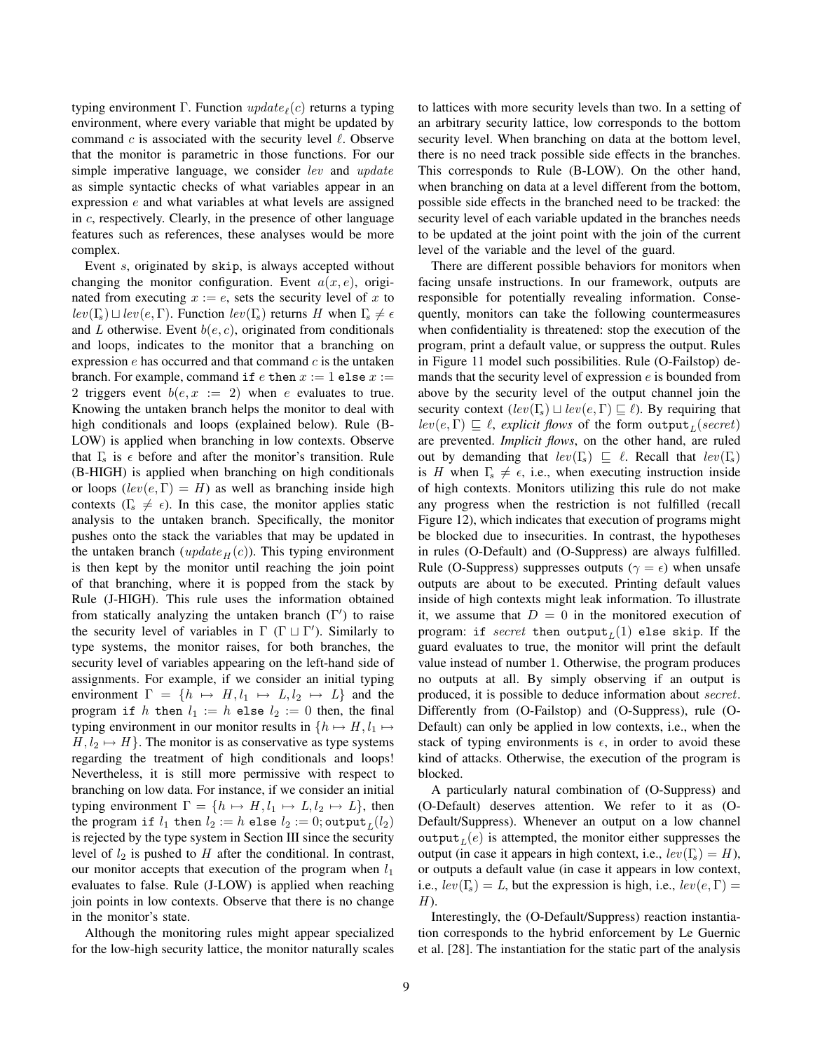typing environment $\Gamma$. Function $update_\ell(c)$ returns a typing environment, where every variable that might be updated by command $c$ is associated with the security level $\ell$. Observe that the monitor is parametric in those functions. For our simple imperative language, we consider $lev$ and $update$ as simple syntactic checks of what variables appear in an expression $e$ and what variables at what levels are assigned in $c$, respectively. Clearly, in the presence of other language features such as references, these analyses would be more complex.

Event $s$, originated by `skip`, is always accepted without changing the monitor configuration. Event $a(x, e)$, originated from executing $x := e$, sets the security level of $x$ to $lev(\Gamma_s) \sqcup lev(e, \Gamma)$. Function $lev(\Gamma_s)$ returns $H$ when $\Gamma_s \neq \epsilon$ and $L$ otherwise. Event $b(e, c)$, originated from conditionals and loops, indicates to the monitor that a branching on expression $e$ has occurred and that command $c$ is the untaken branch. For example, command `if` $e$ `then` $x := 1$ `else` $x := 2$ triggers event $b(e, x := 2)$ when $e$ evaluates to true. Knowing the untaken branch helps the monitor to deal with high conditionals and loops (explained below). Rule (B-LOW) is applied when branching in low contexts. Observe that $\Gamma_s$ is $\epsilon$ before and after the monitor's transition. Rule (B-HIGH) is applied when branching on high conditionals or loops ($lev(e, \Gamma) = H$) as well as branching inside high contexts ($\Gamma_s \neq \epsilon$). In this case, the monitor applies static analysis to the untaken branch. Specifically, the monitor pushes onto the stack the variables that may be updated in the untaken branch ($update_H(c)$). This typing environment is then kept by the monitor until reaching the join point of that branching, where it is popped from the stack by Rule (J-HIGH). This rule uses the information obtained from statically analyzing the untaken branch ($\Gamma'$) to raise the security level of variables in $\Gamma$ ($\Gamma \sqcup \Gamma'$). Similarly to type systems, the monitor raises, for both branches, the security level of variables appearing on the left-hand side of assignments. For example, if we consider an initial typing environment $\Gamma = \{h \mapsto H, l_1 \mapsto L, l_2 \mapsto L\}$ and the program `if` $h$ `then` $l_1 := h$ `else` $l_2 := 0$ then, the final typing environment in our monitor results in $\{h \mapsto H, l_1 \mapsto H, l_2 \mapsto H\}$. The monitor is as conservative as type systems regarding the treatment of high conditionals and loops! Nevertheless, it is still more permissive with respect to branching on low data. For instance, if we consider an initial typing environment $\Gamma = \{h \mapsto H, l_1 \mapsto L, l_2 \mapsto L\}$, then the program `if` $l_1$ `then` $l_2 := h$ `else` $l_2 := 0;$ $\texttt{output}_L(l_2)$ is rejected by the type system in Section III since the security level of $l_2$ is pushed to $H$ after the conditional. In contrast, our monitor accepts that execution of the program when $l_1$ evaluates to false. Rule (J-LOW) is applied when reaching join points in low contexts. Observe that there is no change in the monitor's state.

Although the monitoring rules might appear specialized for the low-high security lattice, the monitor naturally scales to lattices with more security levels than two. In a setting of an arbitrary security lattice, low corresponds to the bottom security level. When branching on data at the bottom level, there is no need track possible side effects in the branches. This corresponds to Rule (B-LOW). On the other hand, when branching on data at a level different from the bottom, possible side effects in the branched need to be tracked: the security level of each variable updated in the branches needs to be updated at the joint point with the join of the current level of the variable and the level of the guard.

There are different possible behaviors for monitors when facing unsafe instructions. In our framework, outputs are responsible for potentially revealing information. Consequently, monitors can take the following countermeasures when confidentiality is threatened: stop the execution of the program, print a default value, or suppress the output. Rules in Figure 11 model such possibilities. Rule (O-Failstop) demands that the security level of expression $e$ is bounded from above by the security level of the output channel join the security context ($lev(\Gamma_s) \sqcup lev(e, \Gamma) \sqsubseteq \ell$). By requiring that $lev(e, \Gamma) \sqsubseteq \ell$, *explicit flows* of the form $\texttt{output}_L(secret)$ are prevented. *Implicit flows*, on the other hand, are ruled out by demanding that $lev(\Gamma_s) \sqsubseteq \ell$. Recall that $lev(\Gamma_s)$ is $H$ when $\Gamma_s \neq \epsilon$, i.e., when executing instruction inside of high contexts. Monitors utilizing this rule do not make any progress when the restriction is not fulfilled (recall Figure 12), which indicates that execution of programs might be blocked due to insecurities. In contrast, the hypotheses in rules (O-Default) and (O-Suppress) are always fulfilled. Rule (O-Suppress) suppresses outputs ($\gamma = \epsilon$) when unsafe outputs are about to be executed. Printing default values inside of high contexts might leak information. To illustrate it, we assume that $D = 0$ in the monitored execution of program: `if` $secret$ `then` $\texttt{output}_L(1)$ `else skip`. If the guard evaluates to true, the monitor will print the default value instead of number 1. Otherwise, the program produces no outputs at all. By simply observing if an output is produced, it is possible to deduce information about $secret$. Differently from (O-Failstop) and (O-Suppress), rule (O-Default) can only be applied in low contexts, i.e., when the stack of typing environments is $\epsilon$, in order to avoid these kind of attacks. Otherwise, the execution of the program is blocked.

A particularly natural combination of (O-Suppress) and (O-Default) deserves attention. We refer to it as (O-Default/Suppress). Whenever an output on a low channel $\texttt{output}_L(e)$ is attempted, the monitor either suppresses the output (in case it appears in high context, i.e., $lev(\Gamma_s) = H$), or outputs a default value (in case it appears in low context, i.e., $lev(\Gamma_s) = L$, but the expression is high, i.e., $lev(e, \Gamma) = H$).

Interestingly, the (O-Default/Suppress) reaction instantiation corresponds to the hybrid enforcement by Le Guernic et al. [28]. The instantiation for the static part of the analysis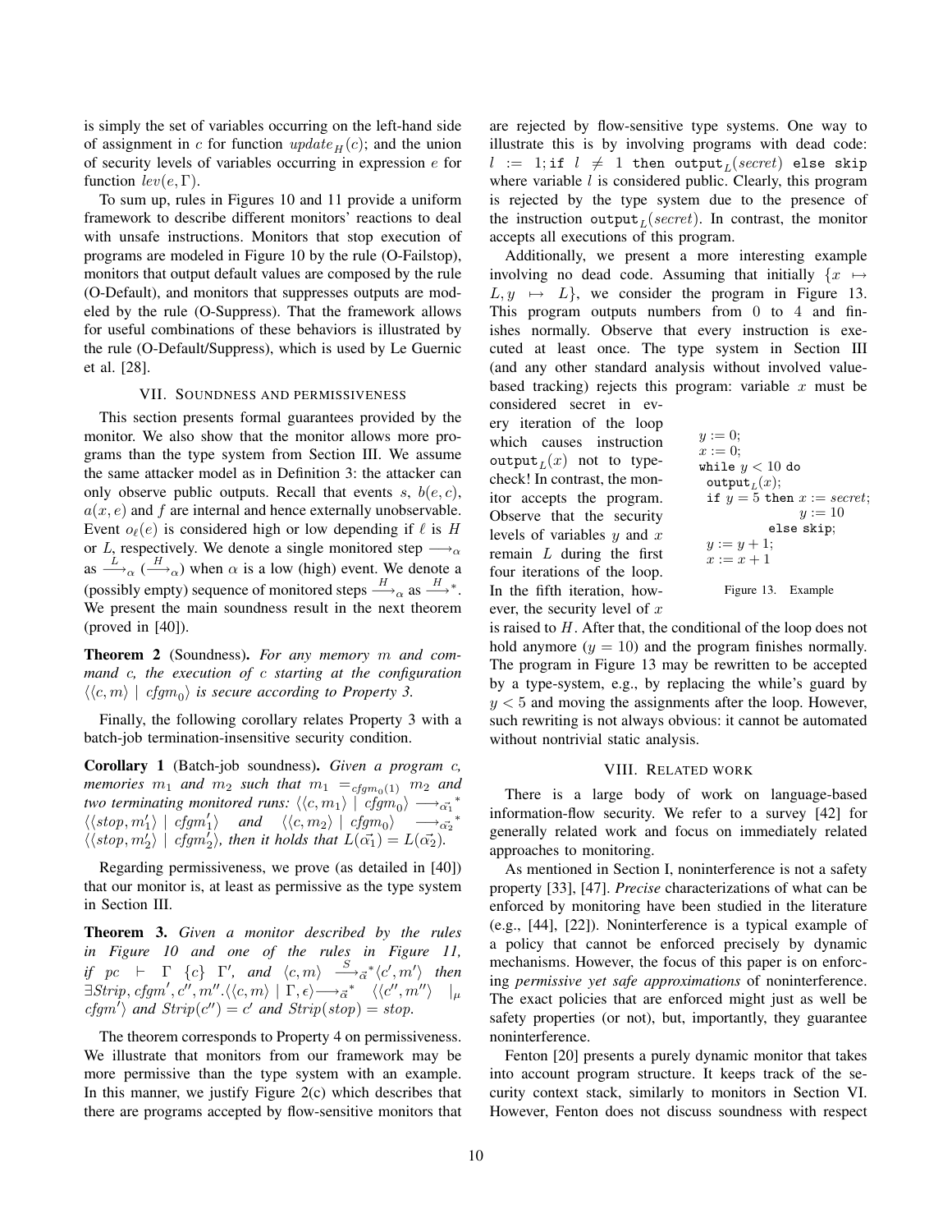is simply the set of variables occurring on the left-hand side of assignment in $c$ for function $update_H(c)$; and the union of security levels of variables occurring in expression $e$ for function $lev(e, \Gamma)$.

To sum up, rules in Figures 10 and 11 provide a uniform framework to describe different monitors' reactions to deal with unsafe instructions. Monitors that stop execution of programs are modeled in Figure 10 by the rule (O-Failstop), monitors that output default values are composed by the rule (O-Default), and monitors that suppresses outputs are modeled by the rule (O-Suppress). That the framework allows for useful combinations of these behaviors is illustrated by the rule (O-Default/Suppress), which is used by Le Guernic et al. [28].

## VII. Soundness and permissiveness

This section presents formal guarantees provided by the monitor. We also show that the monitor allows more programs than the type system from Section III. We assume the same attacker model as in Definition 3: the attacker can only observe public outputs. Recall that events $s$, $b(e, c)$, $a(x, e)$ and $f$ are internal and hence externally unobservable. Event $o_\ell(e)$ is considered high or low depending if $\ell$ is $H$ or $L$, respectively. We denote a single monitored step $\longrightarrow_\alpha$ as $\xrightarrow{L}_\alpha$ ($\xrightarrow{H}_\alpha$) when $\alpha$ is a low (high) event. We denote a (possibly empty) sequence of monitored steps $\xrightarrow{H}_\alpha$ as $\xrightarrow{H}{}^*$. We present the main soundness result in the next theorem (proved in [40]).

**Theorem 2** (Soundness)**.** *For any memory $m$ and command $c$, the execution of $c$ starting at the configuration $\langle\langle c, m\rangle \mid cfgm_0\rangle$ is secure according to Property 3.*

Finally, the following corollary relates Property 3 with a batch-job termination-insensitive security condition.

**Corollary 1** (Batch-job soundness)**.** *Given a program $c$, memories $m_1$ and $m_2$ such that $m_1 =_{cfgm_0(1)} m_2$ and two terminating monitored runs: $\langle\langle c, m_1\rangle \mid cfgm_0\rangle \longrightarrow_{\vec{\alpha_1}}{}^* \langle\langle stop, m_1'\rangle \mid cfgm_1'\rangle$ and $\langle\langle c, m_2\rangle \mid cfgm_0\rangle \longrightarrow_{\vec{\alpha_2}}{}^* \langle\langle stop, m_2'\rangle \mid cfgm_2'\rangle$, then it holds that $L(\vec{\alpha_1}) = L(\vec{\alpha_2})$.*

Regarding permissiveness, we prove (as detailed in [40]) that our monitor is, at least as permissive as the type system in Section III.

**Theorem 3.** *Given a monitor described by the rules in Figure 10 and one of the rules in Figure 11, if $pc \vdash \Gamma\ \{c\}\ \Gamma'$, and $\langle c, m\rangle \xrightarrow{S}_{\vec{\alpha}}{}^* \langle c', m'\rangle$ then $\exists Strip, cfgm', c'', m''. \langle\langle c, m\rangle \mid \Gamma, \epsilon\rangle \longrightarrow_{\vec{\alpha}}{}^* \langle\langle c'', m''\rangle \mid_\mu cfgm'\rangle$ and $Strip(c'') = c'$ and $Strip(stop) = stop$.*

The theorem corresponds to Property 4 on permissiveness. We illustrate that monitors from our framework may be more permissive than the type system with an example. In this manner, we justify Figure 2(c) which describes that there are programs accepted by flow-sensitive monitors that are rejected by flow-sensitive type systems. One way to illustrate this is by involving programs with dead code: $l := 1;$ `if` $l \neq 1$ `then output`$_L(secret)$ `else skip` where variable $l$ is considered public. Clearly, this program is rejected by the type system due to the presence of the instruction `output`$_L(secret)$. In contrast, the monitor accepts all executions of this program.

Additionally, we present a more interesting example involving no dead code. Assuming that initially $\{x \mapsto L, y \mapsto L\}$, we consider the program in Figure 13. This program outputs numbers from 0 to 4 and finishes normally. Observe that every instruction is executed at least once. The type system in Section III (and any other standard analysis without involved value-based tracking) rejects this program: variable $x$ must be considered secret in every iteration of the loop which causes instruction `output`$_L(x)$ not to type-check! In contrast, the monitor accepts the program. Observe that the security levels of variables $y$ and $x$ remain $L$ during the first four iterations of the loop. In the fifth iteration, however, the security level of $x$ is raised to $H$. After that, the conditional of the loop does not hold anymore ($y = 10$) and the program finishes normally. The program in Figure 13 may be rewritten to be accepted by a type-system, e.g., by replacing the while's guard by $y < 5$ and moving the assignments after the loop. However, such rewriting is not always obvious: it cannot be automated without nontrivial static analysis.

```
y := 0;
x := 0;
while y < 10 do
  output_L(x);
  if y = 5 then x := secret;
                y := 10
           else skip;
  y := y + 1;
  x := x + 1
```

Figure 13. Example

## VIII. Related work

There is a large body of work on language-based information-flow security. We refer to a survey [42] for generally related work and focus on immediately related approaches to monitoring.

As mentioned in Section I, noninterference is not a safety property [33], [47]. *Precise* characterizations of what can be enforced by monitoring have been studied in the literature (e.g., [44], [22]). Noninterference is a typical example of a policy that cannot be enforced precisely by dynamic mechanisms. However, the focus of this paper is on enforcing *permissive yet safe approximations* of noninterference. The exact policies that are enforced might just as well be safety properties (or not), but, importantly, they guarantee noninterference.

Fenton [20] presents a purely dynamic monitor that takes into account program structure. It keeps track of the security context stack, similarly to monitors in Section VI. However, Fenton does not discuss soundness with respect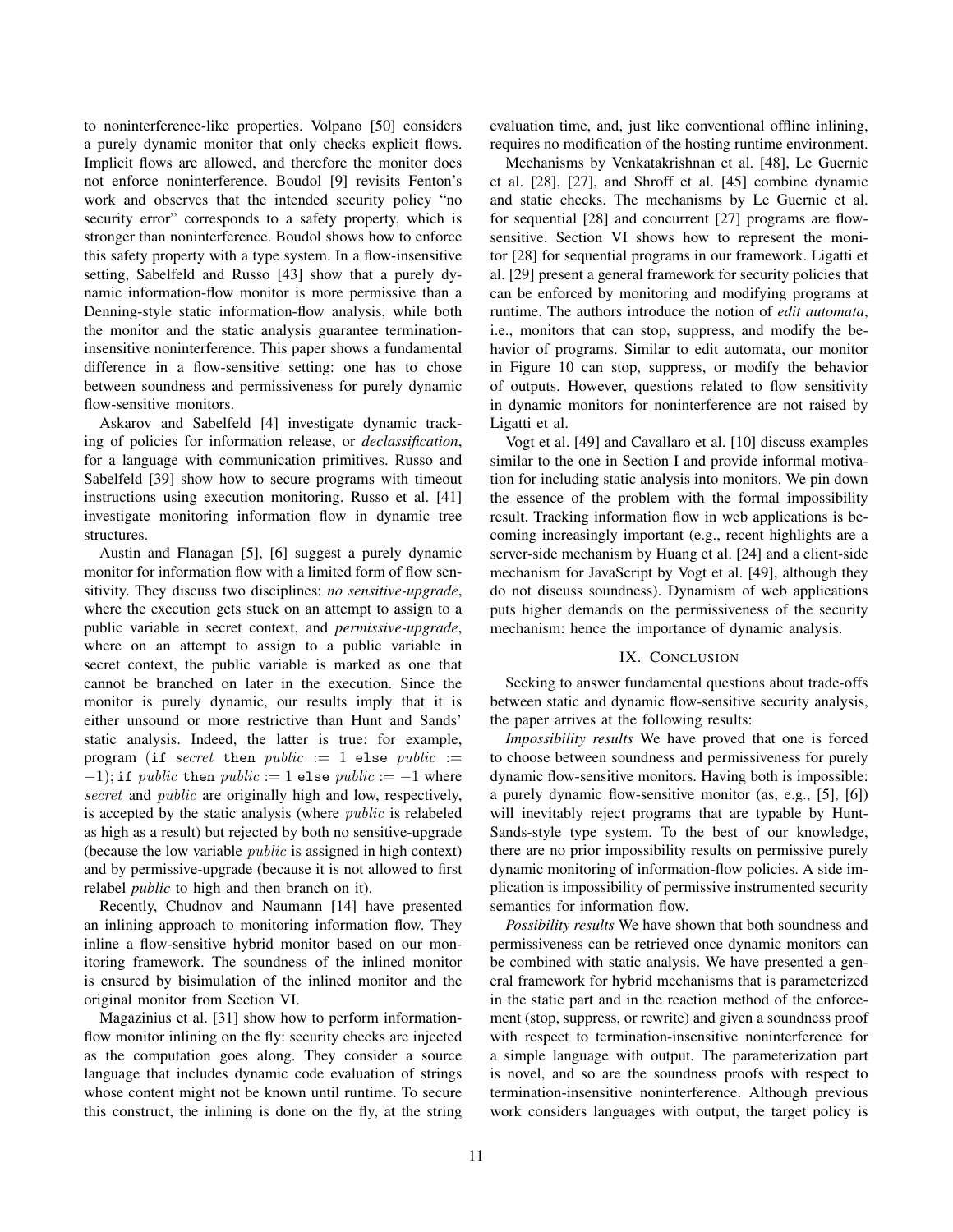to noninterference-like properties. Volpano [50] considers a purely dynamic monitor that only checks explicit flows. Implicit flows are allowed, and therefore the monitor does not enforce noninterference. Boudol [9] revisits Fenton's work and observes that the intended security policy "no security error" corresponds to a safety property, which is stronger than noninterference. Boudol shows how to enforce this safety property with a type system. In a flow-insensitive setting, Sabelfeld and Russo [43] show that a purely dynamic information-flow monitor is more permissive than a Denning-style static information-flow analysis, while both the monitor and the static analysis guarantee termination-insensitive noninterference. This paper shows a fundamental difference in a flow-sensitive setting: one has to chose between soundness and permissiveness for purely dynamic flow-sensitive monitors.

Askarov and Sabelfeld [4] investigate dynamic tracking of policies for information release, or *declassification*, for a language with communication primitives. Russo and Sabelfeld [39] show how to secure programs with timeout instructions using execution monitoring. Russo et al. [41] investigate monitoring information flow in dynamic tree structures.

Austin and Flanagan [5], [6] suggest a purely dynamic monitor for information flow with a limited form of flow sensitivity. They discuss two disciplines: *no sensitive-upgrade*, where the execution gets stuck on an attempt to assign to a public variable in secret context, and *permissive-upgrade*, where on an attempt to assign to a public variable in secret context, the public variable is marked as one that cannot be branched on later in the execution. Since the monitor is purely dynamic, our results imply that it is either unsound or more restrictive than Hunt and Sands' static analysis. Indeed, the latter is true: for example, program (`if` $secret$ `then` $public := 1$ `else` $public := -1$); `if` $public$ `then` $public := 1$ `else` $public := -1$ where $secret$ and $public$ are originally high and low, respectively, is accepted by the static analysis (where $public$ is relabeled as high as a result) but rejected by both no sensitive-upgrade (because the low variable $public$ is assigned in high context) and by permissive-upgrade (because it is not allowed to first relabel $public$ to high and then branch on it).

Recently, Chudnov and Naumann [14] have presented an inlining approach to monitoring information flow. They inline a flow-sensitive hybrid monitor based on our monitoring framework. The soundness of the inlined monitor is ensured by bisimulation of the inlined monitor and the original monitor from Section VI.

Magazinius et al. [31] show how to perform information-flow monitor inlining on the fly: security checks are injected as the computation goes along. They consider a source language that includes dynamic code evaluation of strings whose content might not be known until runtime. To secure this construct, the inlining is done on the fly, at the string evaluation time, and, just like conventional offline inlining, requires no modification of the hosting runtime environment.

Mechanisms by Venkatakrishnan et al. [48], Le Guernic et al. [28], [27], and Shroff et al. [45] combine dynamic and static checks. The mechanisms by Le Guernic et al. for sequential [28] and concurrent [27] programs are flow-sensitive. Section VI shows how to represent the monitor [28] for sequential programs in our framework. Ligatti et al. [29] present a general framework for security policies that can be enforced by monitoring and modifying programs at runtime. The authors introduce the notion of *edit automata*, i.e., monitors that can stop, suppress, and modify the behavior of programs. Similar to edit automata, our monitor in Figure 10 can stop, suppress, or modify the behavior of outputs. However, questions related to flow sensitivity in dynamic monitors for noninterference are not raised by Ligatti et al.

Vogt et al. [49] and Cavallaro et al. [10] discuss examples similar to the one in Section I and provide informal motivation for including static analysis into monitors. We pin down the essence of the problem with the formal impossibility result. Tracking information flow in web applications is becoming increasingly important (e.g., recent highlights are a server-side mechanism by Huang et al. [24] and a client-side mechanism for JavaScript by Vogt et al. [49], although they do not discuss soundness). Dynamism of web applications puts higher demands on the permissiveness of the security mechanism: hence the importance of dynamic analysis.

## IX. Conclusion

Seeking to answer fundamental questions about trade-offs between static and dynamic flow-sensitive security analysis, the paper arrives at the following results:

*Impossibility results* We have proved that one is forced to choose between soundness and permissiveness for purely dynamic flow-sensitive monitors. Having both is impossible: a purely dynamic flow-sensitive monitor (as, e.g., [5], [6]) will inevitably reject programs that are typable by Hunt-Sands-style type system. To the best of our knowledge, there are no prior impossibility results on permissive purely dynamic monitoring of information-flow policies. A side implication is impossibility of permissive instrumented security semantics for information flow.

*Possibility results* We have shown that both soundness and permissiveness can be retrieved once dynamic monitors can be combined with static analysis. We have presented a general framework for hybrid mechanisms that is parameterized in the static part and in the reaction method of the enforcement (stop, suppress, or rewrite) and given a soundness proof with respect to termination-insensitive noninterference for a simple language with output. The parameterization part is novel, and so are the soundness proofs with respect to termination-insensitive noninterference. Although previous work considers languages with output, the target policy is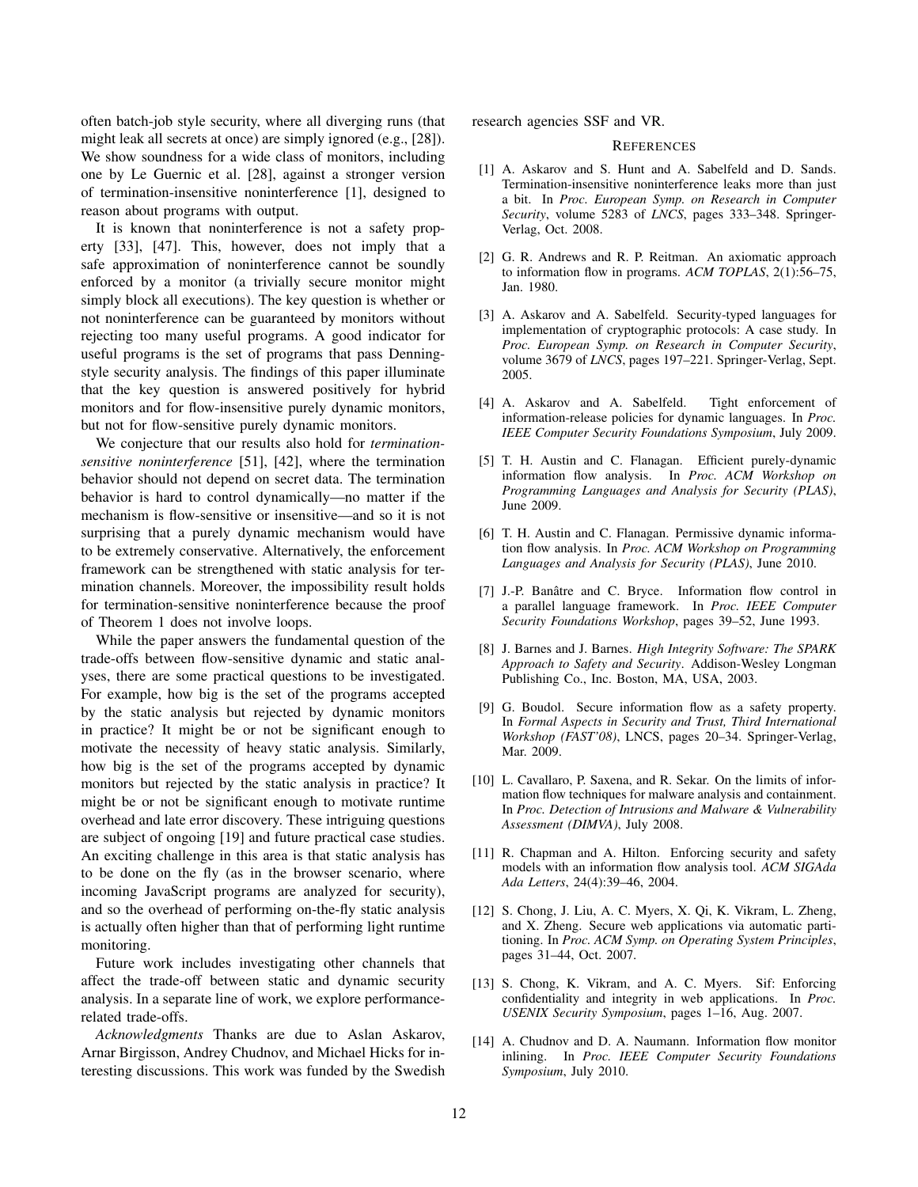often batch-job style security, where all diverging runs (that might leak all secrets at once) are simply ignored (e.g., [28]). We show soundness for a wide class of monitors, including one by Le Guernic et al. [28], against a stronger version of termination-insensitive noninterference [1], designed to reason about programs with output.

It is known that noninterference is not a safety property [33], [47]. This, however, does not imply that a safe approximation of noninterference cannot be soundly enforced by a monitor (a trivially secure monitor might simply block all executions). The key question is whether or not noninterference can be guaranteed by monitors without rejecting too many useful programs. A good indicator for useful programs is the set of programs that pass Denning-style security analysis. The findings of this paper illuminate that the key question is answered positively for hybrid monitors and for flow-insensitive purely dynamic monitors, but not for flow-sensitive purely dynamic monitors.

We conjecture that our results also hold for *termination-sensitive noninterference* [51], [42], where the termination behavior should not depend on secret data. The termination behavior is hard to control dynamically—no matter if the mechanism is flow-sensitive or insensitive—and so it is not surprising that a purely dynamic mechanism would have to be extremely conservative. Alternatively, the enforcement framework can be strengthened with static analysis for termination channels. Moreover, the impossibility result holds for termination-sensitive noninterference because the proof of Theorem 1 does not involve loops.

While the paper answers the fundamental question of the trade-offs between flow-sensitive dynamic and static analyses, there are some practical questions to be investigated. For example, how big is the set of the programs accepted by the static analysis but rejected by dynamic monitors in practice? It might be or not be significant enough to motivate the necessity of heavy static analysis. Similarly, how big is the set of the programs accepted by dynamic monitors but rejected by the static analysis in practice? It might be or not be significant enough to motivate runtime overhead and late error discovery. These intriguing questions are subject of ongoing [19] and future practical case studies. An exciting challenge in this area is that static analysis has to be done on the fly (as in the browser scenario, where incoming JavaScript programs are analyzed for security), and so the overhead of performing on-the-fly static analysis is actually often higher than that of performing light runtime monitoring.

Future work includes investigating other channels that affect the trade-off between static and dynamic security analysis. In a separate line of work, we explore performance-related trade-offs.

*Acknowledgments* Thanks are due to Aslan Askarov, Arnar Birgisson, Andrey Chudnov, and Michael Hicks for interesting discussions. This work was funded by the Swedish research agencies SSF and VR.

## References

[1] A. Askarov and S. Hunt and A. Sabelfeld and D. Sands. Termination-insensitive noninterference leaks more than just a bit. In *Proc. European Symp. on Research in Computer Security*, volume 5283 of *LNCS*, pages 333–348. Springer-Verlag, Oct. 2008.

[2] G. R. Andrews and R. P. Reitman. An axiomatic approach to information flow in programs. *ACM TOPLAS*, 2(1):56–75, Jan. 1980.

[3] A. Askarov and A. Sabelfeld. Security-typed languages for implementation of cryptographic protocols: A case study. In *Proc. European Symp. on Research in Computer Security*, volume 3679 of *LNCS*, pages 197–221. Springer-Verlag, Sept. 2005.

[4] A. Askarov and A. Sabelfeld. Tight enforcement of information-release policies for dynamic languages. In *Proc. IEEE Computer Security Foundations Symposium*, July 2009.

[5] T. H. Austin and C. Flanagan. Efficient purely-dynamic information flow analysis. In *Proc. ACM Workshop on Programming Languages and Analysis for Security (PLAS)*, June 2009.

[6] T. H. Austin and C. Flanagan. Permissive dynamic information flow analysis. In *Proc. ACM Workshop on Programming Languages and Analysis for Security (PLAS)*, June 2010.

[7] J.-P. Banâtre and C. Bryce. Information flow control in a parallel language framework. In *Proc. IEEE Computer Security Foundations Workshop*, pages 39–52, June 1993.

[8] J. Barnes and J. Barnes. *High Integrity Software: The SPARK Approach to Safety and Security*. Addison-Wesley Longman Publishing Co., Inc. Boston, MA, USA, 2003.

[9] G. Boudol. Secure information flow as a safety property. In *Formal Aspects in Security and Trust, Third International Workshop (FAST'08)*, LNCS, pages 20–34. Springer-Verlag, Mar. 2009.

[10] L. Cavallaro, P. Saxena, and R. Sekar. On the limits of information flow techniques for malware analysis and containment. In *Proc. Detection of Intrusions and Malware & Vulnerability Assessment (DIMVA)*, July 2008.

[11] R. Chapman and A. Hilton. Enforcing security and safety models with an information flow analysis tool. *ACM SIGAda Ada Letters*, 24(4):39–46, 2004.

[12] S. Chong, J. Liu, A. C. Myers, X. Qi, K. Vikram, L. Zheng, and X. Zheng. Secure web applications via automatic partitioning. In *Proc. ACM Symp. on Operating System Principles*, pages 31–44, Oct. 2007.

[13] S. Chong, K. Vikram, and A. C. Myers. Sif: Enforcing confidentiality and integrity in web applications. In *Proc. USENIX Security Symposium*, pages 1–16, Aug. 2007.

[14] A. Chudnov and D. A. Naumann. Information flow monitor inlining. In *Proc. IEEE Computer Security Foundations Symposium*, July 2010.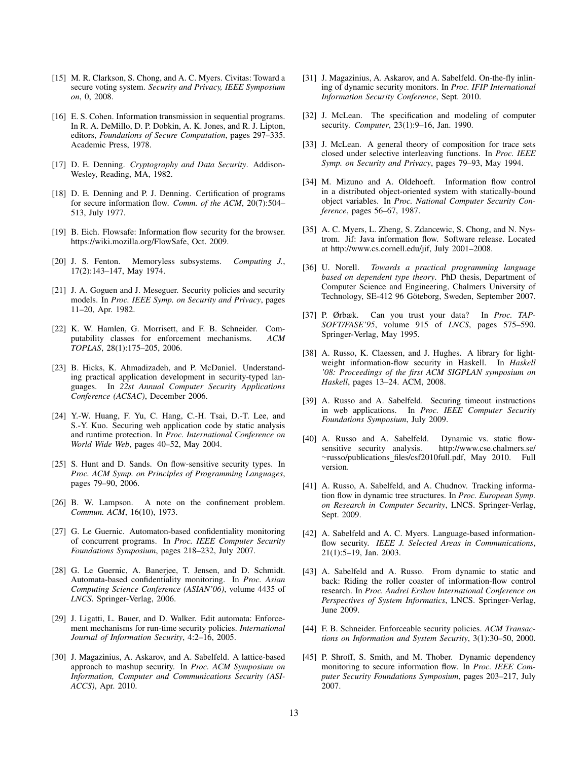[15] M. R. Clarkson, S. Chong, and A. C. Myers. Civitas: Toward a secure voting system. *Security and Privacy, IEEE Symposium on*, 0, 2008.

[16] E. S. Cohen. Information transmission in sequential programs. In R. A. DeMillo, D. P. Dobkin, A. K. Jones, and R. J. Lipton, editors, *Foundations of Secure Computation*, pages 297–335. Academic Press, 1978.

[17] D. E. Denning. *Cryptography and Data Security*. Addison-Wesley, Reading, MA, 1982.

[18] D. E. Denning and P. J. Denning. Certification of programs for secure information flow. *Comm. of the ACM*, 20(7):504–513, July 1977.

[19] B. Eich. Flowsafe: Information flow security for the browser. https://wiki.mozilla.org/FlowSafe, Oct. 2009.

[20] J. S. Fenton. Memoryless subsystems. *Computing J.*, 17(2):143–147, May 1974.

[21] J. A. Goguen and J. Meseguer. Security policies and security models. In *Proc. IEEE Symp. on Security and Privacy*, pages 11–20, Apr. 1982.

[22] K. W. Hamlen, G. Morrisett, and F. B. Schneider. Computability classes for enforcement mechanisms. *ACM TOPLAS*, 28(1):175–205, 2006.

[23] B. Hicks, K. Ahmadizadeh, and P. McDaniel. Understanding practical application development in security-typed languages. In *22st Annual Computer Security Applications Conference (ACSAC)*, December 2006.

[24] Y.-W. Huang, F. Yu, C. Hang, C.-H. Tsai, D.-T. Lee, and S.-Y. Kuo. Securing web application code by static analysis and runtime protection. In *Proc. International Conference on World Wide Web*, pages 40–52, May 2004.

[25] S. Hunt and D. Sands. On flow-sensitive security types. In *Proc. ACM Symp. on Principles of Programming Languages*, pages 79–90, 2006.

[26] B. W. Lampson. A note on the confinement problem. *Commun. ACM*, 16(10), 1973.

[27] G. Le Guernic. Automaton-based confidentiality monitoring of concurrent programs. In *Proc. IEEE Computer Security Foundations Symposium*, pages 218–232, July 2007.

[28] G. Le Guernic, A. Banerjee, T. Jensen, and D. Schmidt. Automata-based confidentiality monitoring. In *Proc. Asian Computing Science Conference (ASIAN'06)*, volume 4435 of *LNCS*. Springer-Verlag, 2006.

[29] J. Ligatti, L. Bauer, and D. Walker. Edit automata: Enforcement mechanisms for run-time security policies. *International Journal of Information Security*, 4:2–16, 2005.

[30] J. Magazinius, A. Askarov, and A. Sabelfeld. A lattice-based approach to mashup security. In *Proc. ACM Symposium on Information, Computer and Communications Security (ASIACCS)*, Apr. 2010.

[31] J. Magazinius, A. Askarov, and A. Sabelfeld. On-the-fly inlining of dynamic security monitors. In *Proc. IFIP International Information Security Conference*, Sept. 2010.

[32] J. McLean. The specification and modeling of computer security. *Computer*, 23(1):9–16, Jan. 1990.

[33] J. McLean. A general theory of composition for trace sets closed under selective interleaving functions. In *Proc. IEEE Symp. on Security and Privacy*, pages 79–93, May 1994.

[34] M. Mizuno and A. Oldehoeft. Information flow control in a distributed object-oriented system with statically-bound object variables. In *Proc. National Computer Security Conference*, pages 56–67, 1987.

[35] A. C. Myers, L. Zheng, S. Zdancewic, S. Chong, and N. Nystrom. Jif: Java information flow. Software release. Located at http://www.cs.cornell.edu/jif, July 2001–2008.

[36] U. Norell. *Towards a practical programming language based on dependent type theory*. PhD thesis, Department of Computer Science and Engineering, Chalmers University of Technology, SE-412 96 Göteborg, Sweden, September 2007.

[37] P. Ørbæk. Can you trust your data? In *Proc. TAPSOFT/FASE'95*, volume 915 of *LNCS*, pages 575–590. Springer-Verlag, May 1995.

[38] A. Russo, K. Claessen, and J. Hughes. A library for lightweight information-flow security in Haskell. In *Haskell '08: Proceedings of the first ACM SIGPLAN symposium on Haskell*, pages 13–24. ACM, 2008.

[39] A. Russo and A. Sabelfeld. Securing timeout instructions in web applications. In *Proc. IEEE Computer Security Foundations Symposium*, July 2009.

[40] A. Russo and A. Sabelfeld. Dynamic vs. static flow-sensitive security analysis. http://www.cse.chalmers.se/~russo/publications_files/csf2010full.pdf, May 2010. Full version.

[41] A. Russo, A. Sabelfeld, and A. Chudnov. Tracking information flow in dynamic tree structures. In *Proc. European Symp. on Research in Computer Security*, LNCS. Springer-Verlag, Sept. 2009.

[42] A. Sabelfeld and A. C. Myers. Language-based information-flow security. *IEEE J. Selected Areas in Communications*, 21(1):5–19, Jan. 2003.

[43] A. Sabelfeld and A. Russo. From dynamic to static and back: Riding the roller coaster of information-flow control research. In *Proc. Andrei Ershov International Conference on Perspectives of System Informatics*, LNCS. Springer-Verlag, June 2009.

[44] F. B. Schneider. Enforceable security policies. *ACM Transactions on Information and System Security*, 3(1):30–50, 2000.

[45] P. Shroff, S. Smith, and M. Thober. Dynamic dependency monitoring to secure information flow. In *Proc. IEEE Computer Security Foundations Symposium*, pages 203–217, July 2007.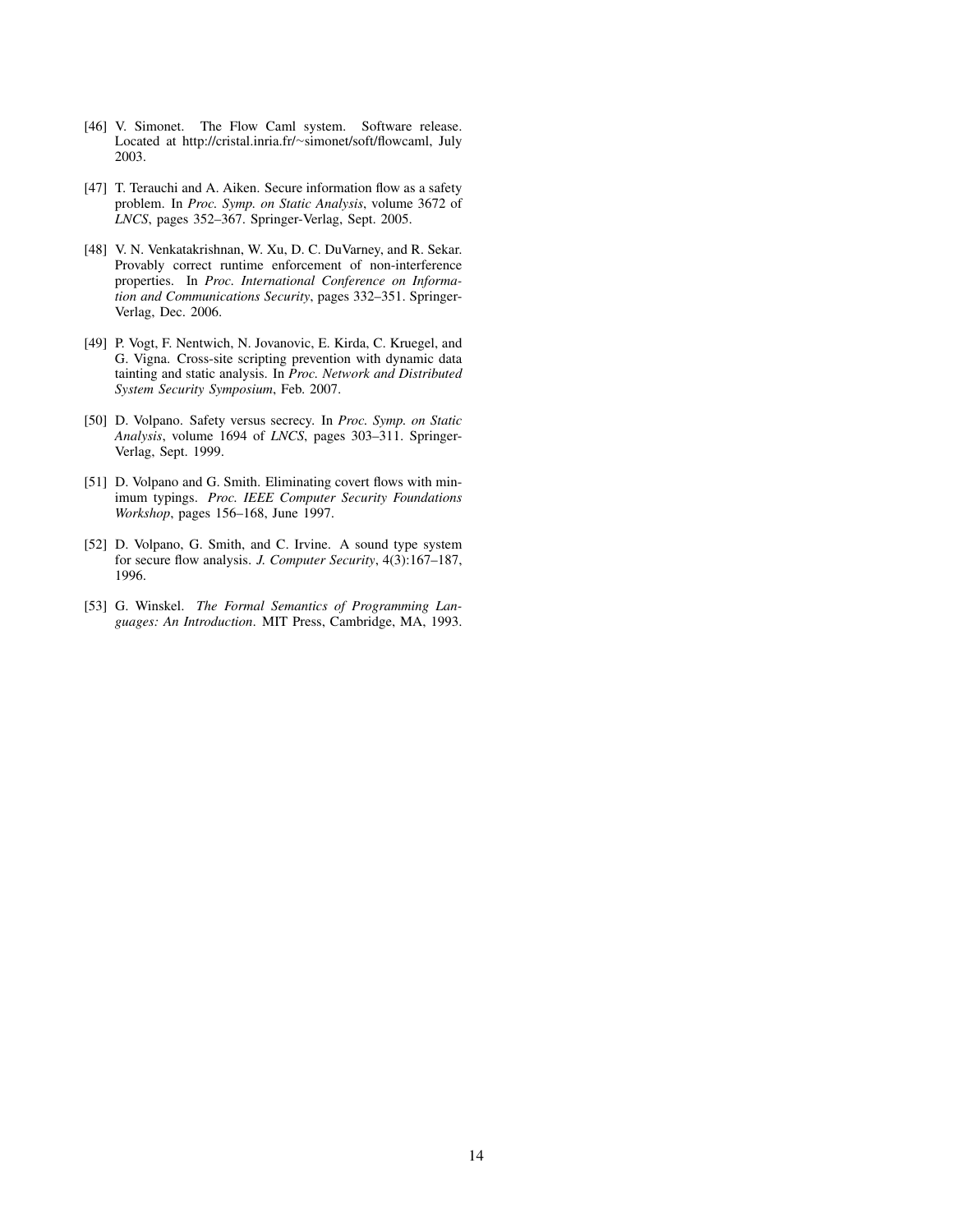[46] V. Simonet. The Flow Caml system. Software release. Located at http://cristal.inria.fr/~simonet/soft/flowcaml, July 2003.

[47] T. Terauchi and A. Aiken. Secure information flow as a safety problem. In *Proc. Symp. on Static Analysis*, volume 3672 of *LNCS*, pages 352–367. Springer-Verlag, Sept. 2005.

[48] V. N. Venkatakrishnan, W. Xu, D. C. DuVarney, and R. Sekar. Provably correct runtime enforcement of non-interference properties. In *Proc. International Conference on Information and Communications Security*, pages 332–351. Springer-Verlag, Dec. 2006.

[49] P. Vogt, F. Nentwich, N. Jovanovic, E. Kirda, C. Kruegel, and G. Vigna. Cross-site scripting prevention with dynamic data tainting and static analysis. In *Proc. Network and Distributed System Security Symposium*, Feb. 2007.

[50] D. Volpano. Safety versus secrecy. In *Proc. Symp. on Static Analysis*, volume 1694 of *LNCS*, pages 303–311. Springer-Verlag, Sept. 1999.

[51] D. Volpano and G. Smith. Eliminating covert flows with minimum typings. *Proc. IEEE Computer Security Foundations Workshop*, pages 156–168, June 1997.

[52] D. Volpano, G. Smith, and C. Irvine. A sound type system for secure flow analysis. *J. Computer Security*, 4(3):167–187, 1996.

[53] G. Winskel. *The Formal Semantics of Programming Languages: An Introduction*. MIT Press, Cambridge, MA, 1993.